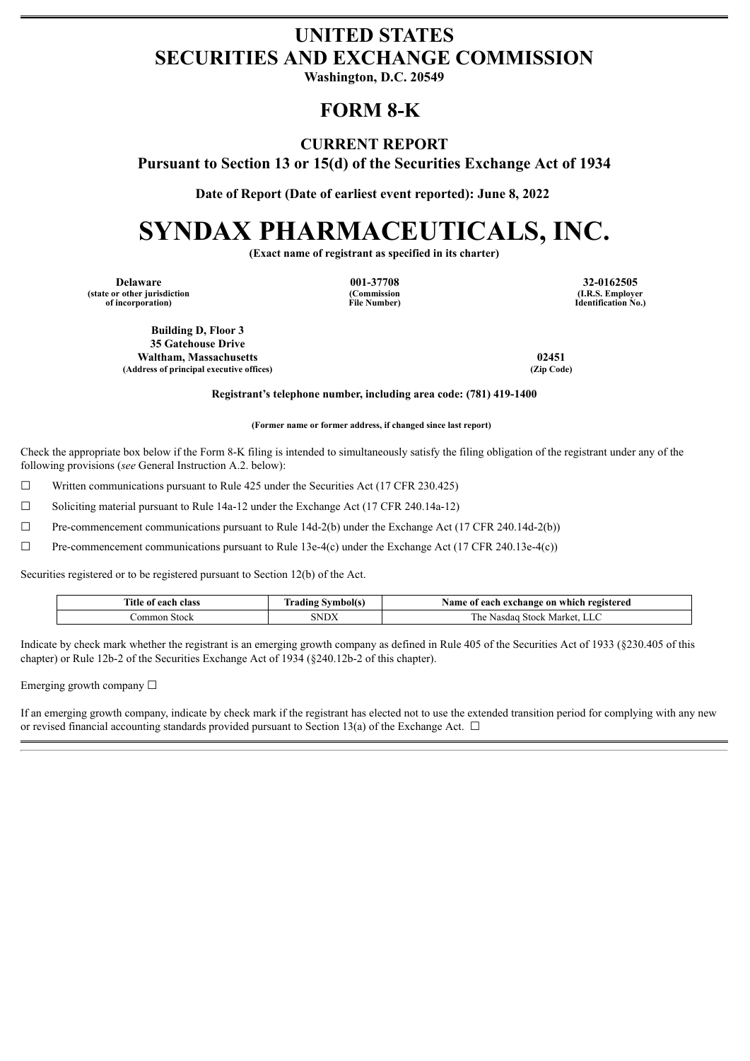# UNITED STATES
# SECURITIES AND EXCHANGE COMMISSION

**Washington, D.C. 20549**

## FORM 8-K

### CURRENT REPORT

**Pursuant to Section 13 or 15(d) of the Securities Exchange Act of 1934**

**Date of Report (Date of earliest event reported): June 8, 2022**

# SYNDAX PHARMACEUTICALS, INC.

**(Exact name of registrant as specified in its charter)**

| Delaware | 001-37708 | 32-0162505 |
|---|---|---|
| (state or other jurisdiction of incorporation) | (Commission File Number) | (I.R.S. Employer Identification No.) |

| Building D, Floor 3<br>35 Gatehouse Drive<br>Waltham, Massachusetts | 02451 |
|---|---|
| (Address of principal executive offices) | (Zip Code) |

**Registrant's telephone number, including area code: (781) 419-1400**

**(Former name or former address, if changed since last report)**

Check the appropriate box below if the Form 8-K filing is intended to simultaneously satisfy the filing obligation of the registrant under any of the following provisions (*see* General Instruction A.2. below):

☐ Written communications pursuant to Rule 425 under the Securities Act (17 CFR 230.425)

☐ Soliciting material pursuant to Rule 14a-12 under the Exchange Act (17 CFR 240.14a-12)

☐ Pre-commencement communications pursuant to Rule 14d-2(b) under the Exchange Act (17 CFR 240.14d-2(b))

☐ Pre-commencement communications pursuant to Rule 13e-4(c) under the Exchange Act (17 CFR 240.13e-4(c))

Securities registered or to be registered pursuant to Section 12(b) of the Act.

| Title of each class | Trading Symbol(s) | Name of each exchange on which registered |
|---|---|---|
| Common Stock | SNDX | The Nasdaq Stock Market, LLC |

Indicate by check mark whether the registrant is an emerging growth company as defined in Rule 405 of the Securities Act of 1933 (§230.405 of this chapter) or Rule 12b-2 of the Securities Exchange Act of 1934 (§240.12b-2 of this chapter).

Emerging growth company ☐

If an emerging growth company, indicate by check mark if the registrant has elected not to use the extended transition period for complying with any new or revised financial accounting standards provided pursuant to Section 13(a) of the Exchange Act. ☐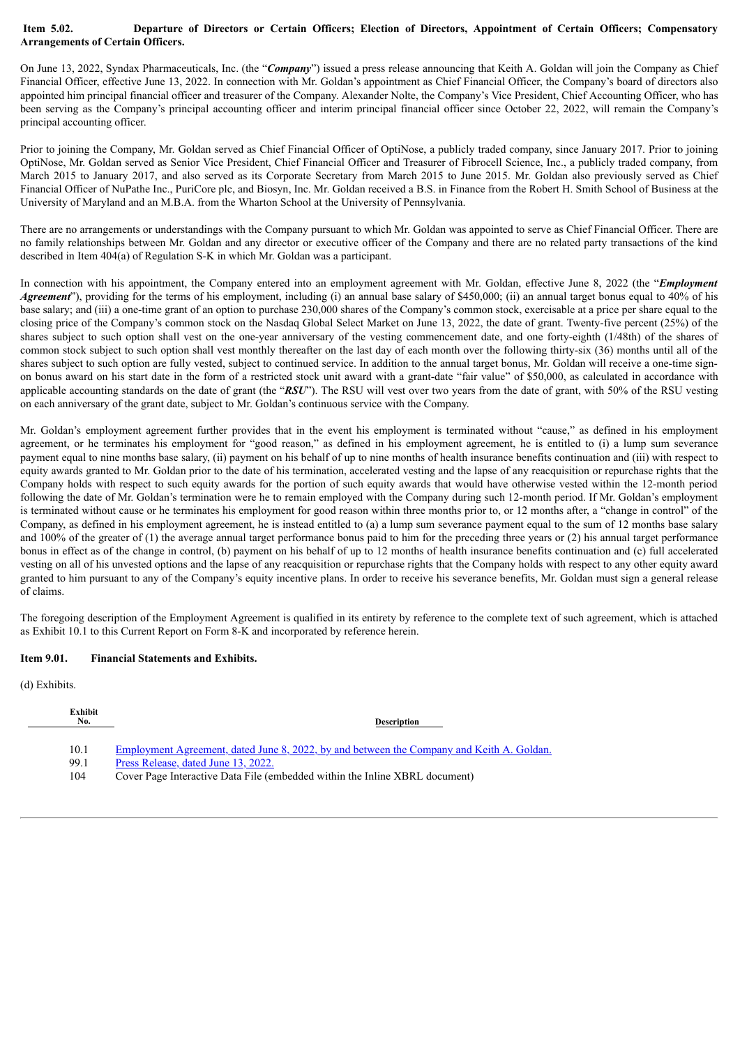**Item 5.02. Departure of Directors or Certain Officers; Election of Directors, Appointment of Certain Officers; Compensatory Arrangements of Certain Officers.**

On June 13, 2022, Syndax Pharmaceuticals, Inc. (the "***Company***") issued a press release announcing that Keith A. Goldan will join the Company as Chief Financial Officer, effective June 13, 2022. In connection with Mr. Goldan's appointment as Chief Financial Officer, the Company's board of directors also appointed him principal financial officer and treasurer of the Company. Alexander Nolte, the Company's Vice President, Chief Accounting Officer, who has been serving as the Company's principal accounting officer and interim principal financial officer since October 22, 2022, will remain the Company's principal accounting officer.

Prior to joining the Company, Mr. Goldan served as Chief Financial Officer of OptiNose, a publicly traded company, since January 2017. Prior to joining OptiNose, Mr. Goldan served as Senior Vice President, Chief Financial Officer and Treasurer of Fibrocell Science, Inc., a publicly traded company, from March 2015 to January 2017, and also served as its Corporate Secretary from March 2015 to June 2015. Mr. Goldan also previously served as Chief Financial Officer of NuPathe Inc., PuriCore plc, and Biosyn, Inc. Mr. Goldan received a B.S. in Finance from the Robert H. Smith School of Business at the University of Maryland and an M.B.A. from the Wharton School at the University of Pennsylvania.

There are no arrangements or understandings with the Company pursuant to which Mr. Goldan was appointed to serve as Chief Financial Officer. There are no family relationships between Mr. Goldan and any director or executive officer of the Company and there are no related party transactions of the kind described in Item 404(a) of Regulation S-K in which Mr. Goldan was a participant.

In connection with his appointment, the Company entered into an employment agreement with Mr. Goldan, effective June 8, 2022 (the "***Employment Agreement***"), providing for the terms of his employment, including (i) an annual base salary of $450,000; (ii) an annual target bonus equal to 40% of his base salary; and (iii) a one-time grant of an option to purchase 230,000 shares of the Company's common stock, exercisable at a price per share equal to the closing price of the Company's common stock on the Nasdaq Global Select Market on June 13, 2022, the date of grant. Twenty-five percent (25%) of the shares subject to such option shall vest on the one-year anniversary of the vesting commencement date, and one forty-eighth (1/48th) of the shares of common stock subject to such option shall vest monthly thereafter on the last day of each month over the following thirty-six (36) months until all of the shares subject to such option are fully vested, subject to continued service. In addition to the annual target bonus, Mr. Goldan will receive a one-time sign-on bonus award on his start date in the form of a restricted stock unit award with a grant-date "fair value" of $50,000, as calculated in accordance with applicable accounting standards on the date of grant (the "***RSU***"). The RSU will vest over two years from the date of grant, with 50% of the RSU vesting on each anniversary of the grant date, subject to Mr. Goldan's continuous service with the Company.

Mr. Goldan's employment agreement further provides that in the event his employment is terminated without "cause," as defined in his employment agreement, or he terminates his employment for "good reason," as defined in his employment agreement, he is entitled to (i) a lump sum severance payment equal to nine months base salary, (ii) payment on his behalf of up to nine months of health insurance benefits continuation and (iii) with respect to equity awards granted to Mr. Goldan prior to the date of his termination, accelerated vesting and the lapse of any reacquisition or repurchase rights that the Company holds with respect to such equity awards for the portion of such equity awards that would have otherwise vested within the 12-month period following the date of Mr. Goldan's termination were he to remain employed with the Company during such 12-month period. If Mr. Goldan's employment is terminated without cause or he terminates his employment for good reason within three months prior to, or 12 months after, a "change in control" of the Company, as defined in his employment agreement, he is instead entitled to (a) a lump sum severance payment equal to the sum of 12 months base salary and 100% of the greater of (1) the average annual target performance bonus paid to him for the preceding three years or (2) his annual target performance bonus in effect as of the change in control, (b) payment on his behalf of up to 12 months of health insurance benefits continuation and (c) full accelerated vesting on all of his unvested options and the lapse of any reacquisition or repurchase rights that the Company holds with respect to any other equity award granted to him pursuant to any of the Company's equity incentive plans. In order to receive his severance benefits, Mr. Goldan must sign a general release of claims.

The foregoing description of the Employment Agreement is qualified in its entirety by reference to the complete text of such agreement, which is attached as Exhibit 10.1 to this Current Report on Form 8-K and incorporated by reference herein.

**Item 9.01. Financial Statements and Exhibits.**

(d) Exhibits.

| Exhibit No. | Description |
|---|---|
| 10.1 | Employment Agreement, dated June 8, 2022, by and between the Company and Keith A. Goldan. |
| 99.1 | Press Release, dated June 13, 2022. |
| 104 | Cover Page Interactive Data File (embedded within the Inline XBRL document) |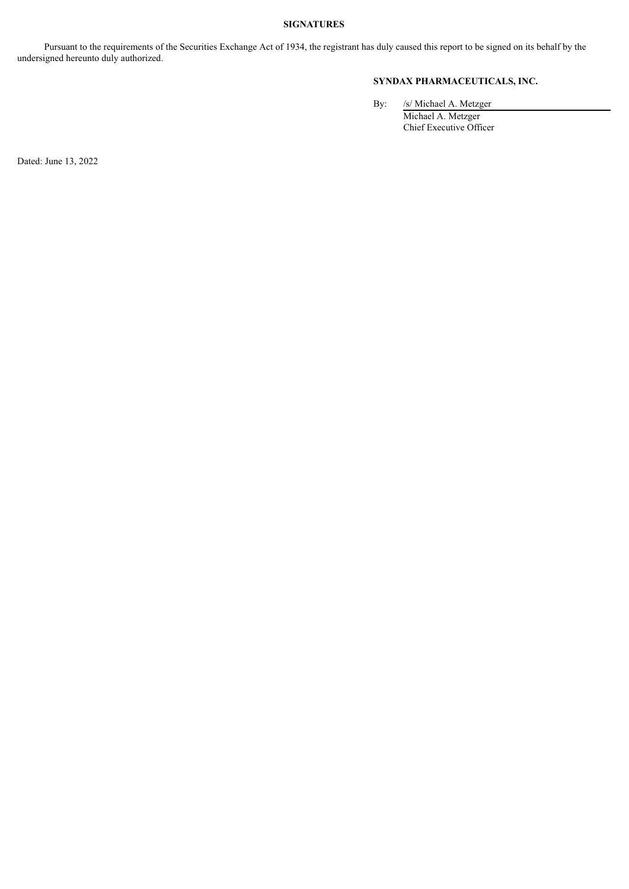**SIGNATURES**

Pursuant to the requirements of the Securities Exchange Act of 1934, the registrant has duly caused this report to be signed on its behalf by the undersigned hereunto duly authorized.

**SYNDAX PHARMACEUTICALS, INC.**

By: /s/ Michael A. Metzger
Michael A. Metzger
Chief Executive Officer

Dated: June 13, 2022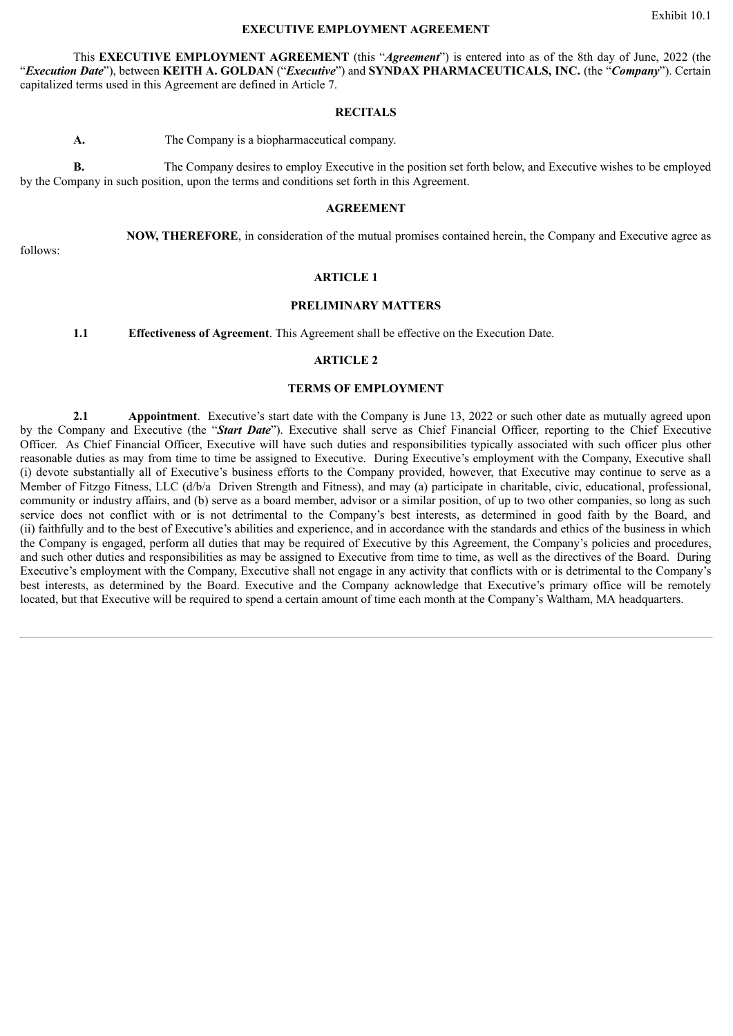Exhibit 10.1

# EXECUTIVE EMPLOYMENT AGREEMENT

This **EXECUTIVE EMPLOYMENT AGREEMENT** (this "***Agreement***") is entered into as of the 8th day of June, 2022 (the "***Execution Date***"), between **KEITH A. GOLDAN** ("***Executive***") and **SYNDAX PHARMACEUTICALS, INC.** (the "***Company***"). Certain capitalized terms used in this Agreement are defined in Article 7.

## RECITALS

**A.** The Company is a biopharmaceutical company.

**B.** The Company desires to employ Executive in the position set forth below, and Executive wishes to be employed by the Company in such position, upon the terms and conditions set forth in this Agreement.

## AGREEMENT

**NOW, THEREFORE**, in consideration of the mutual promises contained herein, the Company and Executive agree as follows:

## ARTICLE 1

## PRELIMINARY MATTERS

**1.1 Effectiveness of Agreement**. This Agreement shall be effective on the Execution Date.

## ARTICLE 2

## TERMS OF EMPLOYMENT

**2.1 Appointment**. Executive's start date with the Company is June 13, 2022 or such other date as mutually agreed upon by the Company and Executive (the "***Start Date***"). Executive shall serve as Chief Financial Officer, reporting to the Chief Executive Officer. As Chief Financial Officer, Executive will have such duties and responsibilities typically associated with such officer plus other reasonable duties as may from time to time be assigned to Executive. During Executive's employment with the Company, Executive shall (i) devote substantially all of Executive's business efforts to the Company provided, however, that Executive may continue to serve as a Member of Fitzgo Fitness, LLC (d/b/a Driven Strength and Fitness), and may (a) participate in charitable, civic, educational, professional, community or industry affairs, and (b) serve as a board member, advisor or a similar position, of up to two other companies, so long as such service does not conflict with or is not detrimental to the Company's best interests, as determined in good faith by the Board, and (ii) faithfully and to the best of Executive's abilities and experience, and in accordance with the standards and ethics of the business in which the Company is engaged, perform all duties that may be required of Executive by this Agreement, the Company's policies and procedures, and such other duties and responsibilities as may be assigned to Executive from time to time, as well as the directives of the Board. During Executive's employment with the Company, Executive shall not engage in any activity that conflicts with or is detrimental to the Company's best interests, as determined by the Board. Executive and the Company acknowledge that Executive's primary office will be remotely located, but that Executive will be required to spend a certain amount of time each month at the Company's Waltham, MA headquarters.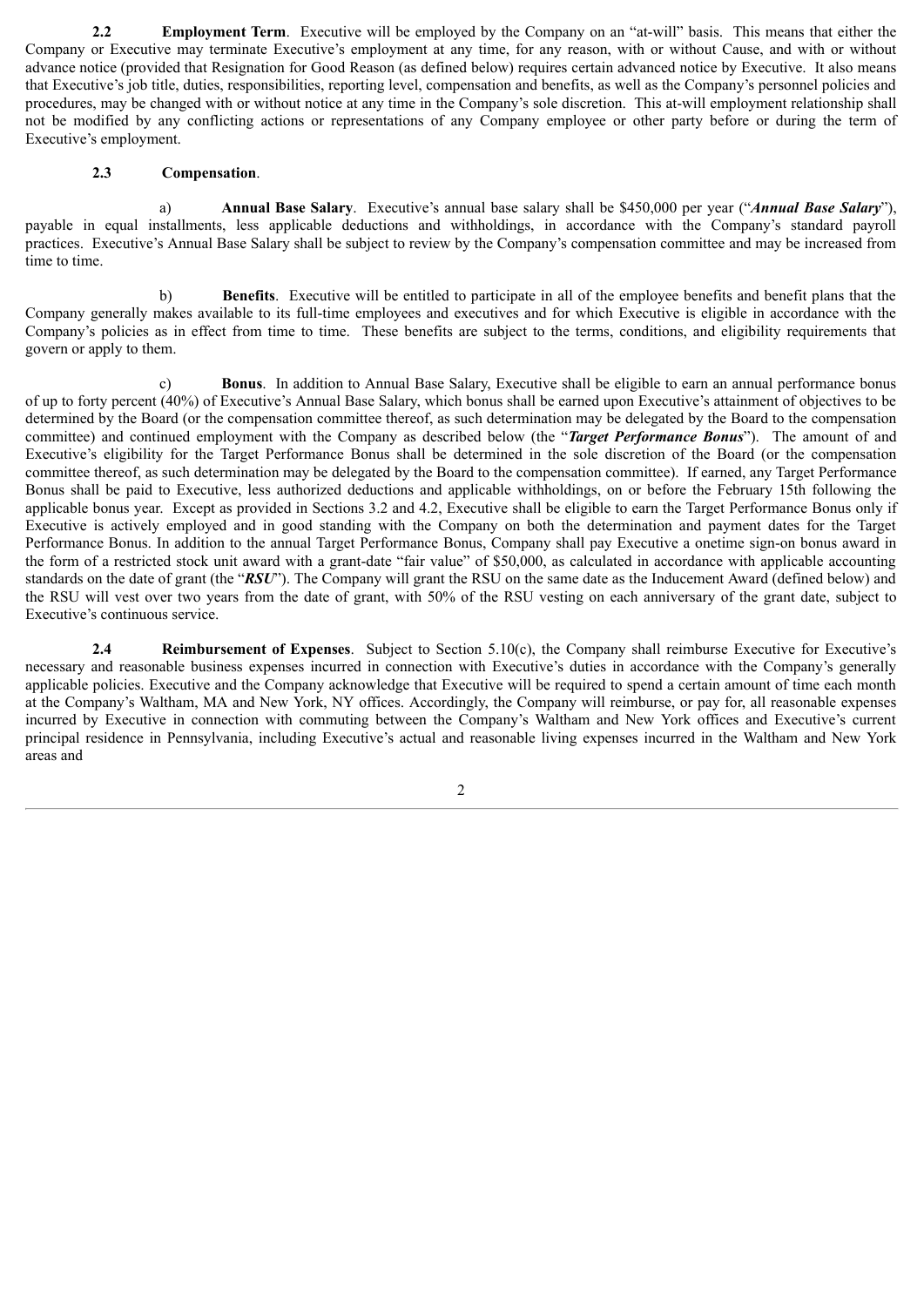**2.2 Employment Term**. Executive will be employed by the Company on an "at-will" basis. This means that either the Company or Executive may terminate Executive's employment at any time, for any reason, with or without Cause, and with or without advance notice (provided that Resignation for Good Reason (as defined below) requires certain advanced notice by Executive. It also means that Executive's job title, duties, responsibilities, reporting level, compensation and benefits, as well as the Company's personnel policies and procedures, may be changed with or without notice at any time in the Company's sole discretion. This at-will employment relationship shall not be modified by any conflicting actions or representations of any Company employee or other party before or during the term of Executive's employment.

**2.3 Compensation**.

a) **Annual Base Salary**. Executive's annual base salary shall be $450,000 per year ("***Annual Base Salary***"), payable in equal installments, less applicable deductions and withholdings, in accordance with the Company's standard payroll practices. Executive's Annual Base Salary shall be subject to review by the Company's compensation committee and may be increased from time to time.

b) **Benefits**. Executive will be entitled to participate in all of the employee benefits and benefit plans that the Company generally makes available to its full-time employees and executives and for which Executive is eligible in accordance with the Company's policies as in effect from time to time. These benefits are subject to the terms, conditions, and eligibility requirements that govern or apply to them.

c) **Bonus**. In addition to Annual Base Salary, Executive shall be eligible to earn an annual performance bonus of up to forty percent (40%) of Executive's Annual Base Salary, which bonus shall be earned upon Executive's attainment of objectives to be determined by the Board (or the compensation committee thereof, as such determination may be delegated by the Board to the compensation committee) and continued employment with the Company as described below (the "***Target Performance Bonus***"). The amount of and Executive's eligibility for the Target Performance Bonus shall be determined in the sole discretion of the Board (or the compensation committee thereof, as such determination may be delegated by the Board to the compensation committee). If earned, any Target Performance Bonus shall be paid to Executive, less authorized deductions and applicable withholdings, on or before the February 15th following the applicable bonus year. Except as provided in Sections 3.2 and 4.2, Executive shall be eligible to earn the Target Performance Bonus only if Executive is actively employed and in good standing with the Company on both the determination and payment dates for the Target Performance Bonus. In addition to the annual Target Performance Bonus, Company shall pay Executive a onetime sign-on bonus award in the form of a restricted stock unit award with a grant-date "fair value" of $50,000, as calculated in accordance with applicable accounting standards on the date of grant (the "***RSU***"). The Company will grant the RSU on the same date as the Inducement Award (defined below) and the RSU will vest over two years from the date of grant, with 50% of the RSU vesting on each anniversary of the grant date, subject to Executive's continuous service.

**2.4 Reimbursement of Expenses**. Subject to Section 5.10(c), the Company shall reimburse Executive for Executive's necessary and reasonable business expenses incurred in connection with Executive's duties in accordance with the Company's generally applicable policies. Executive and the Company acknowledge that Executive will be required to spend a certain amount of time each month at the Company's Waltham, MA and New York, NY offices. Accordingly, the Company will reimburse, or pay for, all reasonable expenses incurred by Executive in connection with commuting between the Company's Waltham and New York offices and Executive's current principal residence in Pennsylvania, including Executive's actual and reasonable living expenses incurred in the Waltham and New York areas and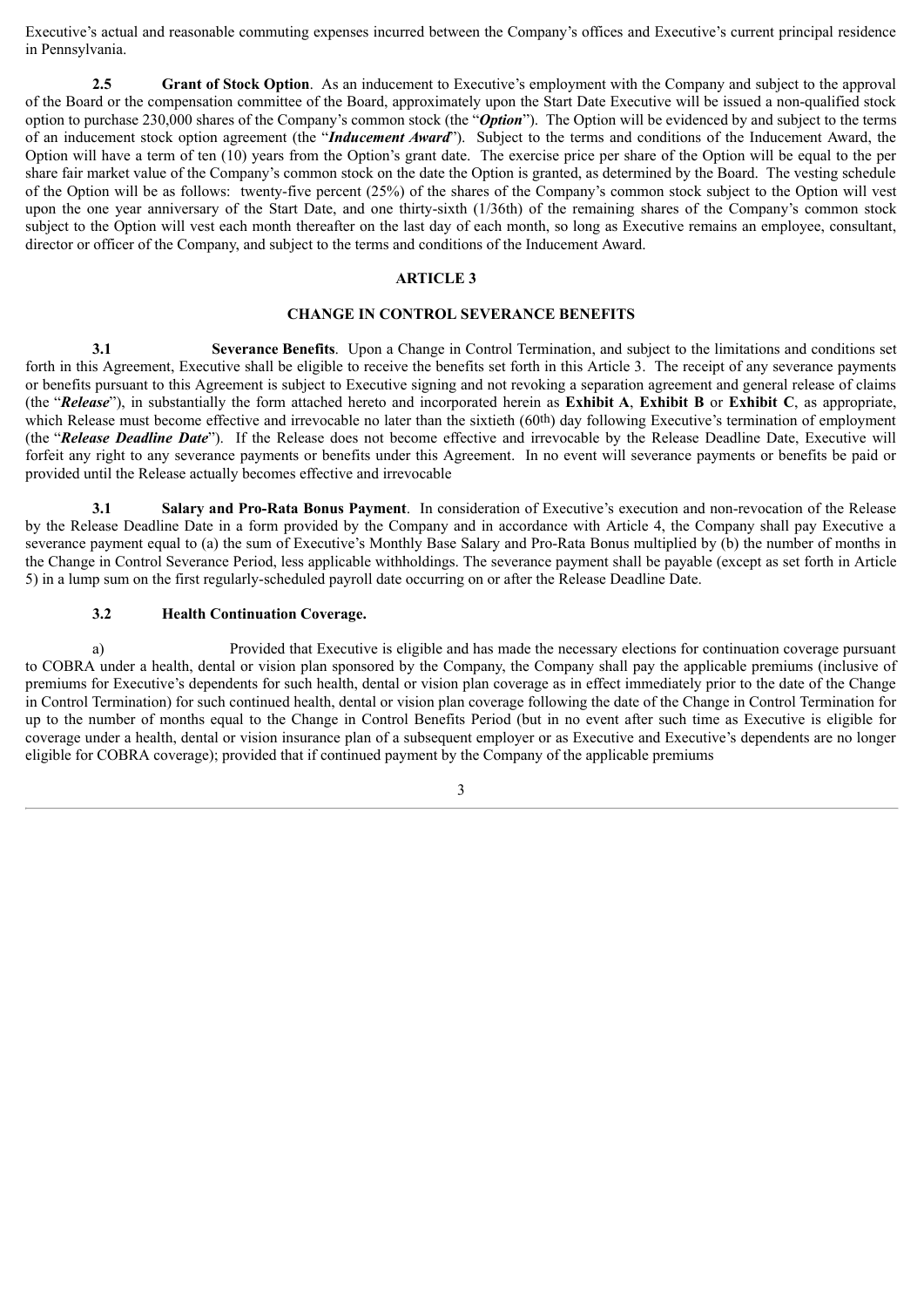Executive's actual and reasonable commuting expenses incurred between the Company's offices and Executive's current principal residence in Pennsylvania.

**2.5 Grant of Stock Option**. As an inducement to Executive's employment with the Company and subject to the approval of the Board or the compensation committee of the Board, approximately upon the Start Date Executive will be issued a non-qualified stock option to purchase 230,000 shares of the Company's common stock (the "***Option***"). The Option will be evidenced by and subject to the terms of an inducement stock option agreement (the "***Inducement Award***"). Subject to the terms and conditions of the Inducement Award, the Option will have a term of ten (10) years from the Option's grant date. The exercise price per share of the Option will be equal to the per share fair market value of the Company's common stock on the date the Option is granted, as determined by the Board. The vesting schedule of the Option will be as follows: twenty-five percent (25%) of the shares of the Company's common stock subject to the Option will vest upon the one year anniversary of the Start Date, and one thirty-sixth (1/36th) of the remaining shares of the Company's common stock subject to the Option will vest each month thereafter on the last day of each month, so long as Executive remains an employee, consultant, director or officer of the Company, and subject to the terms and conditions of the Inducement Award.

## ARTICLE 3

## CHANGE IN CONTROL SEVERANCE BENEFITS

**3.1 Severance Benefits**. Upon a Change in Control Termination, and subject to the limitations and conditions set forth in this Agreement, Executive shall be eligible to receive the benefits set forth in this Article 3. The receipt of any severance payments or benefits pursuant to this Agreement is subject to Executive signing and not revoking a separation agreement and general release of claims (the "***Release***"), in substantially the form attached hereto and incorporated herein as **Exhibit A**, **Exhibit B** or **Exhibit C**, as appropriate, which Release must become effective and irrevocable no later than the sixtieth (60th) day following Executive's termination of employment (the "***Release Deadline Date***"). If the Release does not become effective and irrevocable by the Release Deadline Date, Executive will forfeit any right to any severance payments or benefits under this Agreement. In no event will severance payments or benefits be paid or provided until the Release actually becomes effective and irrevocable

**3.1 Salary and Pro-Rata Bonus Payment**. In consideration of Executive's execution and non-revocation of the Release by the Release Deadline Date in a form provided by the Company and in accordance with Article 4, the Company shall pay Executive a severance payment equal to (a) the sum of Executive's Monthly Base Salary and Pro-Rata Bonus multiplied by (b) the number of months in the Change in Control Severance Period, less applicable withholdings. The severance payment shall be payable (except as set forth in Article 5) in a lump sum on the first regularly-scheduled payroll date occurring on or after the Release Deadline Date.

**3.2 Health Continuation Coverage.**

a) Provided that Executive is eligible and has made the necessary elections for continuation coverage pursuant to COBRA under a health, dental or vision plan sponsored by the Company, the Company shall pay the applicable premiums (inclusive of premiums for Executive's dependents for such health, dental or vision plan coverage as in effect immediately prior to the date of the Change in Control Termination) for such continued health, dental or vision plan coverage following the date of the Change in Control Termination for up to the number of months equal to the Change in Control Benefits Period (but in no event after such time as Executive is eligible for coverage under a health, dental or vision insurance plan of a subsequent employer or as Executive and Executive's dependents are no longer eligible for COBRA coverage); provided that if continued payment by the Company of the applicable premiums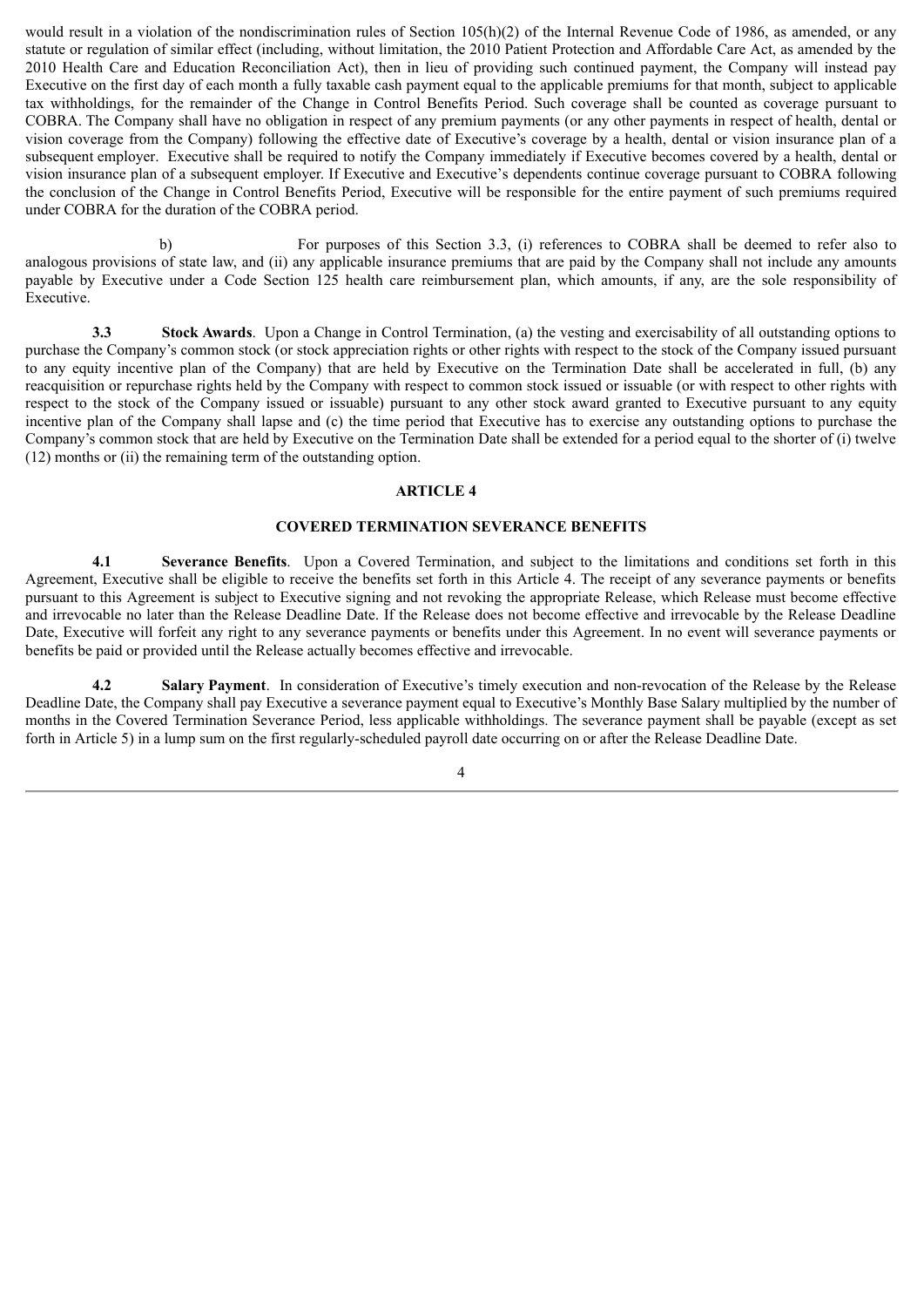would result in a violation of the nondiscrimination rules of Section 105(h)(2) of the Internal Revenue Code of 1986, as amended, or any statute or regulation of similar effect (including, without limitation, the 2010 Patient Protection and Affordable Care Act, as amended by the 2010 Health Care and Education Reconciliation Act), then in lieu of providing such continued payment, the Company will instead pay Executive on the first day of each month a fully taxable cash payment equal to the applicable premiums for that month, subject to applicable tax withholdings, for the remainder of the Change in Control Benefits Period. Such coverage shall be counted as coverage pursuant to COBRA. The Company shall have no obligation in respect of any premium payments (or any other payments in respect of health, dental or vision coverage from the Company) following the effective date of Executive's coverage by a health, dental or vision insurance plan of a subsequent employer. Executive shall be required to notify the Company immediately if Executive becomes covered by a health, dental or vision insurance plan of a subsequent employer. If Executive and Executive's dependents continue coverage pursuant to COBRA following the conclusion of the Change in Control Benefits Period, Executive will be responsible for the entire payment of such premiums required under COBRA for the duration of the COBRA period.

b) For purposes of this Section 3.3, (i) references to COBRA shall be deemed to refer also to analogous provisions of state law, and (ii) any applicable insurance premiums that are paid by the Company shall not include any amounts payable by Executive under a Code Section 125 health care reimbursement plan, which amounts, if any, are the sole responsibility of Executive.

**3.3 Stock Awards**. Upon a Change in Control Termination, (a) the vesting and exercisability of all outstanding options to purchase the Company's common stock (or stock appreciation rights or other rights with respect to the stock of the Company issued pursuant to any equity incentive plan of the Company) that are held by Executive on the Termination Date shall be accelerated in full, (b) any reacquisition or repurchase rights held by the Company with respect to common stock issued or issuable (or with respect to other rights with respect to the stock of the Company issued or issuable) pursuant to any other stock award granted to Executive pursuant to any equity incentive plan of the Company shall lapse and (c) the time period that Executive has to exercise any outstanding options to purchase the Company's common stock that are held by Executive on the Termination Date shall be extended for a period equal to the shorter of (i) twelve (12) months or (ii) the remaining term of the outstanding option.

## ARTICLE 4

## COVERED TERMINATION SEVERANCE BENEFITS

**4.1 Severance Benefits**. Upon a Covered Termination, and subject to the limitations and conditions set forth in this Agreement, Executive shall be eligible to receive the benefits set forth in this Article 4. The receipt of any severance payments or benefits pursuant to this Agreement is subject to Executive signing and not revoking the appropriate Release, which Release must become effective and irrevocable no later than the Release Deadline Date. If the Release does not become effective and irrevocable by the Release Deadline Date, Executive will forfeit any right to any severance payments or benefits under this Agreement. In no event will severance payments or benefits be paid or provided until the Release actually becomes effective and irrevocable.

**4.2 Salary Payment**. In consideration of Executive's timely execution and non-revocation of the Release by the Release Deadline Date, the Company shall pay Executive a severance payment equal to Executive's Monthly Base Salary multiplied by the number of months in the Covered Termination Severance Period, less applicable withholdings. The severance payment shall be payable (except as set forth in Article 5) in a lump sum on the first regularly-scheduled payroll date occurring on or after the Release Deadline Date.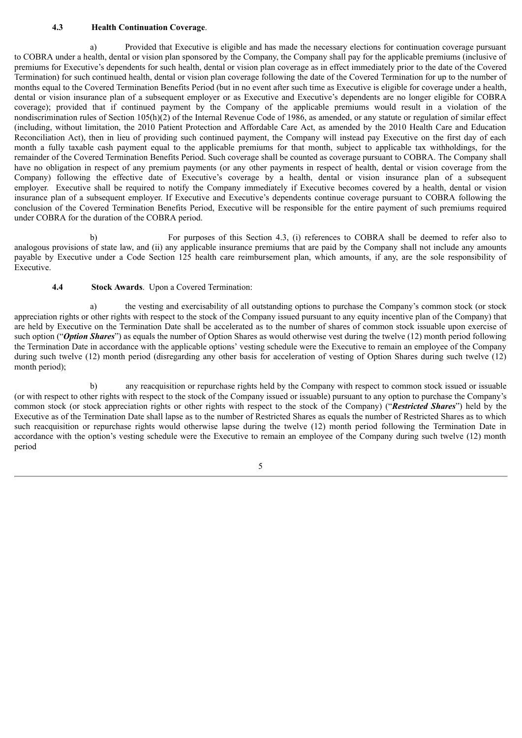**4.3 Health Continuation Coverage**.

a) Provided that Executive is eligible and has made the necessary elections for continuation coverage pursuant to COBRA under a health, dental or vision plan sponsored by the Company, the Company shall pay for the applicable premiums (inclusive of premiums for Executive's dependents for such health, dental or vision plan coverage as in effect immediately prior to the date of the Covered Termination) for such continued health, dental or vision plan coverage following the date of the Covered Termination for up to the number of months equal to the Covered Termination Benefits Period (but in no event after such time as Executive is eligible for coverage under a health, dental or vision insurance plan of a subsequent employer or as Executive and Executive's dependents are no longer eligible for COBRA coverage); provided that if continued payment by the Company of the applicable premiums would result in a violation of the nondiscrimination rules of Section 105(h)(2) of the Internal Revenue Code of 1986, as amended, or any statute or regulation of similar effect (including, without limitation, the 2010 Patient Protection and Affordable Care Act, as amended by the 2010 Health Care and Education Reconciliation Act), then in lieu of providing such continued payment, the Company will instead pay Executive on the first day of each month a fully taxable cash payment equal to the applicable premiums for that month, subject to applicable tax withholdings, for the remainder of the Covered Termination Benefits Period. Such coverage shall be counted as coverage pursuant to COBRA. The Company shall have no obligation in respect of any premium payments (or any other payments in respect of health, dental or vision coverage from the Company) following the effective date of Executive's coverage by a health, dental or vision insurance plan of a subsequent employer. Executive shall be required to notify the Company immediately if Executive becomes covered by a health, dental or vision insurance plan of a subsequent employer. If Executive and Executive's dependents continue coverage pursuant to COBRA following the conclusion of the Covered Termination Benefits Period, Executive will be responsible for the entire payment of such premiums required under COBRA for the duration of the COBRA period.

b) For purposes of this Section 4.3, (i) references to COBRA shall be deemed to refer also to analogous provisions of state law, and (ii) any applicable insurance premiums that are paid by the Company shall not include any amounts payable by Executive under a Code Section 125 health care reimbursement plan, which amounts, if any, are the sole responsibility of Executive.

**4.4 Stock Awards**. Upon a Covered Termination:

a) the vesting and exercisability of all outstanding options to purchase the Company's common stock (or stock appreciation rights or other rights with respect to the stock of the Company issued pursuant to any equity incentive plan of the Company) that are held by Executive on the Termination Date shall be accelerated as to the number of shares of common stock issuable upon exercise of such option ("***Option Shares***") as equals the number of Option Shares as would otherwise vest during the twelve (12) month period following the Termination Date in accordance with the applicable options' vesting schedule were the Executive to remain an employee of the Company during such twelve (12) month period (disregarding any other basis for acceleration of vesting of Option Shares during such twelve (12) month period);

b) any reacquisition or repurchase rights held by the Company with respect to common stock issued or issuable (or with respect to other rights with respect to the stock of the Company issued or issuable) pursuant to any option to purchase the Company's common stock (or stock appreciation rights or other rights with respect to the stock of the Company) ("***Restricted Shares***") held by the Executive as of the Termination Date shall lapse as to the number of Restricted Shares as equals the number of Restricted Shares as to which such reacquisition or repurchase rights would otherwise lapse during the twelve (12) month period following the Termination Date in accordance with the option's vesting schedule were the Executive to remain an employee of the Company during such twelve (12) month period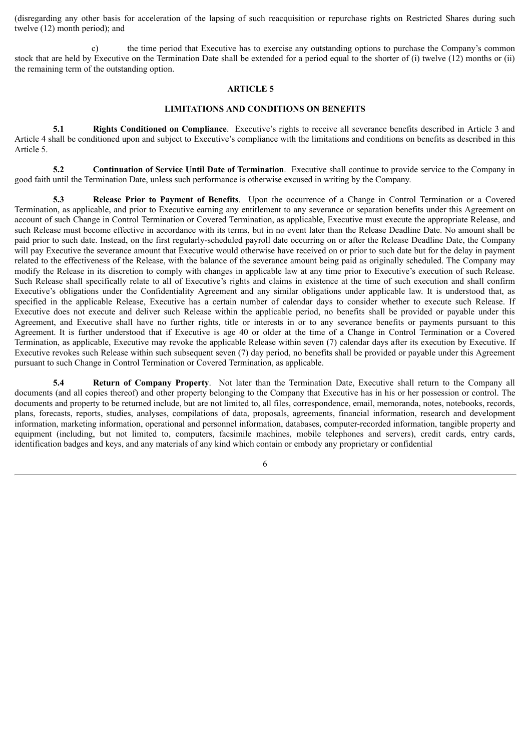(disregarding any other basis for acceleration of the lapsing of such reacquisition or repurchase rights on Restricted Shares during such twelve (12) month period); and

c) the time period that Executive has to exercise any outstanding options to purchase the Company's common stock that are held by Executive on the Termination Date shall be extended for a period equal to the shorter of (i) twelve (12) months or (ii) the remaining term of the outstanding option.

## ARTICLE 5

## LIMITATIONS AND CONDITIONS ON BENEFITS

**5.1 Rights Conditioned on Compliance**. Executive's rights to receive all severance benefits described in Article 3 and Article 4 shall be conditioned upon and subject to Executive's compliance with the limitations and conditions on benefits as described in this Article 5.

**5.2 Continuation of Service Until Date of Termination**. Executive shall continue to provide service to the Company in good faith until the Termination Date, unless such performance is otherwise excused in writing by the Company.

**5.3 Release Prior to Payment of Benefits**. Upon the occurrence of a Change in Control Termination or a Covered Termination, as applicable, and prior to Executive earning any entitlement to any severance or separation benefits under this Agreement on account of such Change in Control Termination or Covered Termination, as applicable, Executive must execute the appropriate Release, and such Release must become effective in accordance with its terms, but in no event later than the Release Deadline Date. No amount shall be paid prior to such date. Instead, on the first regularly-scheduled payroll date occurring on or after the Release Deadline Date, the Company will pay Executive the severance amount that Executive would otherwise have received on or prior to such date but for the delay in payment related to the effectiveness of the Release, with the balance of the severance amount being paid as originally scheduled. The Company may modify the Release in its discretion to comply with changes in applicable law at any time prior to Executive's execution of such Release. Such Release shall specifically relate to all of Executive's rights and claims in existence at the time of such execution and shall confirm Executive's obligations under the Confidentiality Agreement and any similar obligations under applicable law. It is understood that, as specified in the applicable Release, Executive has a certain number of calendar days to consider whether to execute such Release. If Executive does not execute and deliver such Release within the applicable period, no benefits shall be provided or payable under this Agreement, and Executive shall have no further rights, title or interests in or to any severance benefits or payments pursuant to this Agreement. It is further understood that if Executive is age 40 or older at the time of a Change in Control Termination or a Covered Termination, as applicable, Executive may revoke the applicable Release within seven (7) calendar days after its execution by Executive. If Executive revokes such Release within such subsequent seven (7) day period, no benefits shall be provided or payable under this Agreement pursuant to such Change in Control Termination or Covered Termination, as applicable.

**5.4 Return of Company Property**. Not later than the Termination Date, Executive shall return to the Company all documents (and all copies thereof) and other property belonging to the Company that Executive has in his or her possession or control. The documents and property to be returned include, but are not limited to, all files, correspondence, email, memoranda, notes, notebooks, records, plans, forecasts, reports, studies, analyses, compilations of data, proposals, agreements, financial information, research and development information, marketing information, operational and personnel information, databases, computer-recorded information, tangible property and equipment (including, but not limited to, computers, facsimile machines, mobile telephones and servers), credit cards, entry cards, identification badges and keys, and any materials of any kind which contain or embody any proprietary or confidential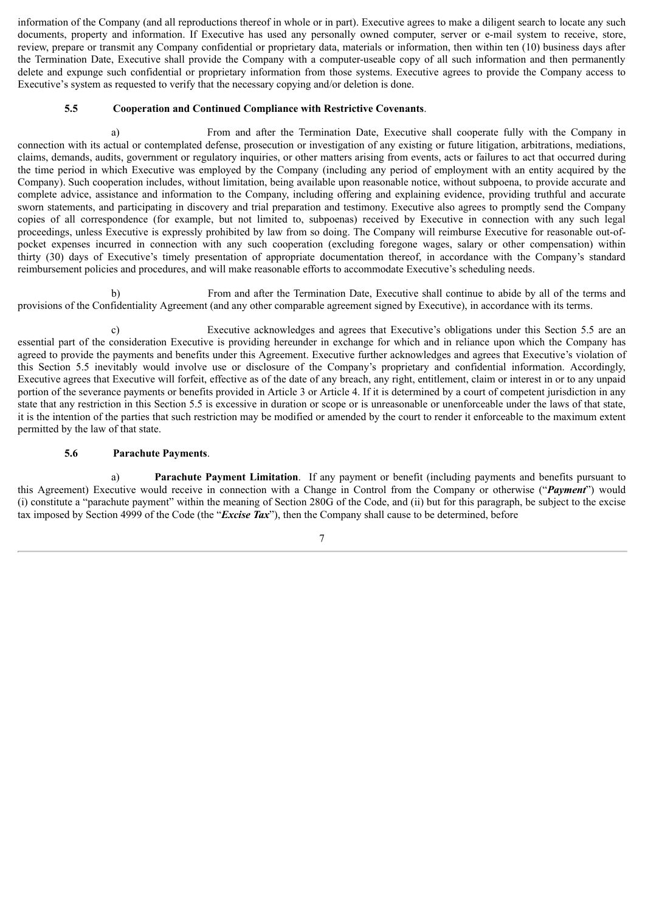information of the Company (and all reproductions thereof in whole or in part). Executive agrees to make a diligent search to locate any such documents, property and information. If Executive has used any personally owned computer, server or e-mail system to receive, store, review, prepare or transmit any Company confidential or proprietary data, materials or information, then within ten (10) business days after the Termination Date, Executive shall provide the Company with a computer-useable copy of all such information and then permanently delete and expunge such confidential or proprietary information from those systems. Executive agrees to provide the Company access to Executive's system as requested to verify that the necessary copying and/or deletion is done.

**5.5 Cooperation and Continued Compliance with Restrictive Covenants**.

a) From and after the Termination Date, Executive shall cooperate fully with the Company in connection with its actual or contemplated defense, prosecution or investigation of any existing or future litigation, arbitrations, mediations, claims, demands, audits, government or regulatory inquiries, or other matters arising from events, acts or failures to act that occurred during the time period in which Executive was employed by the Company (including any period of employment with an entity acquired by the Company). Such cooperation includes, without limitation, being available upon reasonable notice, without subpoena, to provide accurate and complete advice, assistance and information to the Company, including offering and explaining evidence, providing truthful and accurate sworn statements, and participating in discovery and trial preparation and testimony. Executive also agrees to promptly send the Company copies of all correspondence (for example, but not limited to, subpoenas) received by Executive in connection with any such legal proceedings, unless Executive is expressly prohibited by law from so doing. The Company will reimburse Executive for reasonable out-of-pocket expenses incurred in connection with any such cooperation (excluding foregone wages, salary or other compensation) within thirty (30) days of Executive's timely presentation of appropriate documentation thereof, in accordance with the Company's standard reimbursement policies and procedures, and will make reasonable efforts to accommodate Executive's scheduling needs.

b) From and after the Termination Date, Executive shall continue to abide by all of the terms and provisions of the Confidentiality Agreement (and any other comparable agreement signed by Executive), in accordance with its terms.

c) Executive acknowledges and agrees that Executive's obligations under this Section 5.5 are an essential part of the consideration Executive is providing hereunder in exchange for which and in reliance upon which the Company has agreed to provide the payments and benefits under this Agreement. Executive further acknowledges and agrees that Executive's violation of this Section 5.5 inevitably would involve use or disclosure of the Company's proprietary and confidential information. Accordingly, Executive agrees that Executive will forfeit, effective as of the date of any breach, any right, entitlement, claim or interest in or to any unpaid portion of the severance payments or benefits provided in Article 3 or Article 4. If it is determined by a court of competent jurisdiction in any state that any restriction in this Section 5.5 is excessive in duration or scope or is unreasonable or unenforceable under the laws of that state, it is the intention of the parties that such restriction may be modified or amended by the court to render it enforceable to the maximum extent permitted by the law of that state.

**5.6 Parachute Payments**.

a) **Parachute Payment Limitation**. If any payment or benefit (including payments and benefits pursuant to this Agreement) Executive would receive in connection with a Change in Control from the Company or otherwise ("***Payment***") would (i) constitute a "parachute payment" within the meaning of Section 280G of the Code, and (ii) but for this paragraph, be subject to the excise tax imposed by Section 4999 of the Code (the "***Excise Tax***"), then the Company shall cause to be determined, before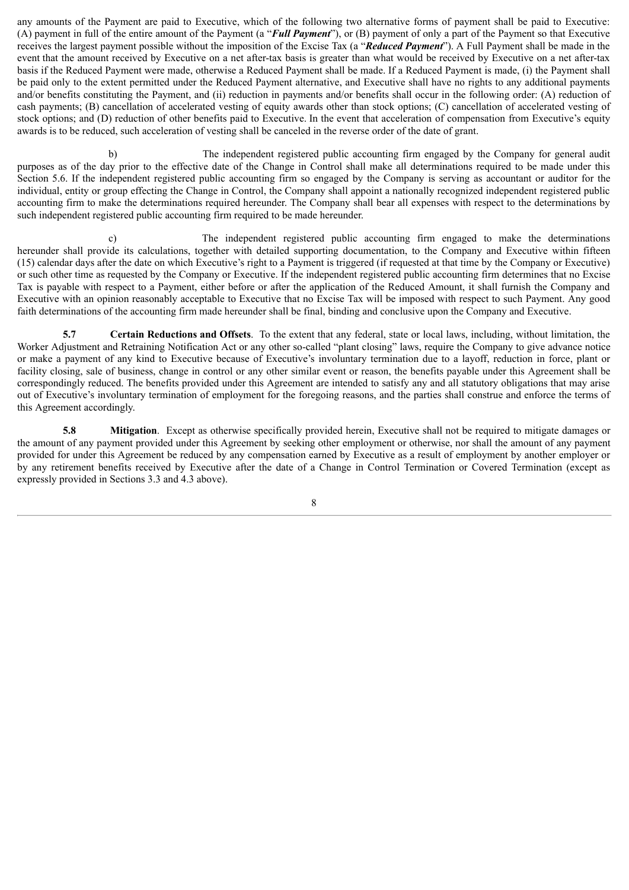any amounts of the Payment are paid to Executive, which of the following two alternative forms of payment shall be paid to Executive: (A) payment in full of the entire amount of the Payment (a "***Full Payment***"), or (B) payment of only a part of the Payment so that Executive receives the largest payment possible without the imposition of the Excise Tax (a "***Reduced Payment***"). A Full Payment shall be made in the event that the amount received by Executive on a net after-tax basis is greater than what would be received by Executive on a net after-tax basis if the Reduced Payment were made, otherwise a Reduced Payment shall be made. If a Reduced Payment is made, (i) the Payment shall be paid only to the extent permitted under the Reduced Payment alternative, and Executive shall have no rights to any additional payments and/or benefits constituting the Payment, and (ii) reduction in payments and/or benefits shall occur in the following order: (A) reduction of cash payments; (B) cancellation of accelerated vesting of equity awards other than stock options; (C) cancellation of accelerated vesting of stock options; and (D) reduction of other benefits paid to Executive. In the event that acceleration of compensation from Executive's equity awards is to be reduced, such acceleration of vesting shall be canceled in the reverse order of the date of grant.

b) The independent registered public accounting firm engaged by the Company for general audit purposes as of the day prior to the effective date of the Change in Control shall make all determinations required to be made under this Section 5.6. If the independent registered public accounting firm so engaged by the Company is serving as accountant or auditor for the individual, entity or group effecting the Change in Control, the Company shall appoint a nationally recognized independent registered public accounting firm to make the determinations required hereunder. The Company shall bear all expenses with respect to the determinations by such independent registered public accounting firm required to be made hereunder.

c) The independent registered public accounting firm engaged to make the determinations hereunder shall provide its calculations, together with detailed supporting documentation, to the Company and Executive within fifteen (15) calendar days after the date on which Executive's right to a Payment is triggered (if requested at that time by the Company or Executive) or such other time as requested by the Company or Executive. If the independent registered public accounting firm determines that no Excise Tax is payable with respect to a Payment, either before or after the application of the Reduced Amount, it shall furnish the Company and Executive with an opinion reasonably acceptable to Executive that no Excise Tax will be imposed with respect to such Payment. Any good faith determinations of the accounting firm made hereunder shall be final, binding and conclusive upon the Company and Executive.

**5.7 Certain Reductions and Offsets**. To the extent that any federal, state or local laws, including, without limitation, the Worker Adjustment and Retraining Notification Act or any other so-called "plant closing" laws, require the Company to give advance notice or make a payment of any kind to Executive because of Executive's involuntary termination due to a layoff, reduction in force, plant or facility closing, sale of business, change in control or any other similar event or reason, the benefits payable under this Agreement shall be correspondingly reduced. The benefits provided under this Agreement are intended to satisfy any and all statutory obligations that may arise out of Executive's involuntary termination of employment for the foregoing reasons, and the parties shall construe and enforce the terms of this Agreement accordingly.

**5.8 Mitigation**. Except as otherwise specifically provided herein, Executive shall not be required to mitigate damages or the amount of any payment provided under this Agreement by seeking other employment or otherwise, nor shall the amount of any payment provided for under this Agreement be reduced by any compensation earned by Executive as a result of employment by another employer or by any retirement benefits received by Executive after the date of a Change in Control Termination or Covered Termination (except as expressly provided in Sections 3.3 and 4.3 above).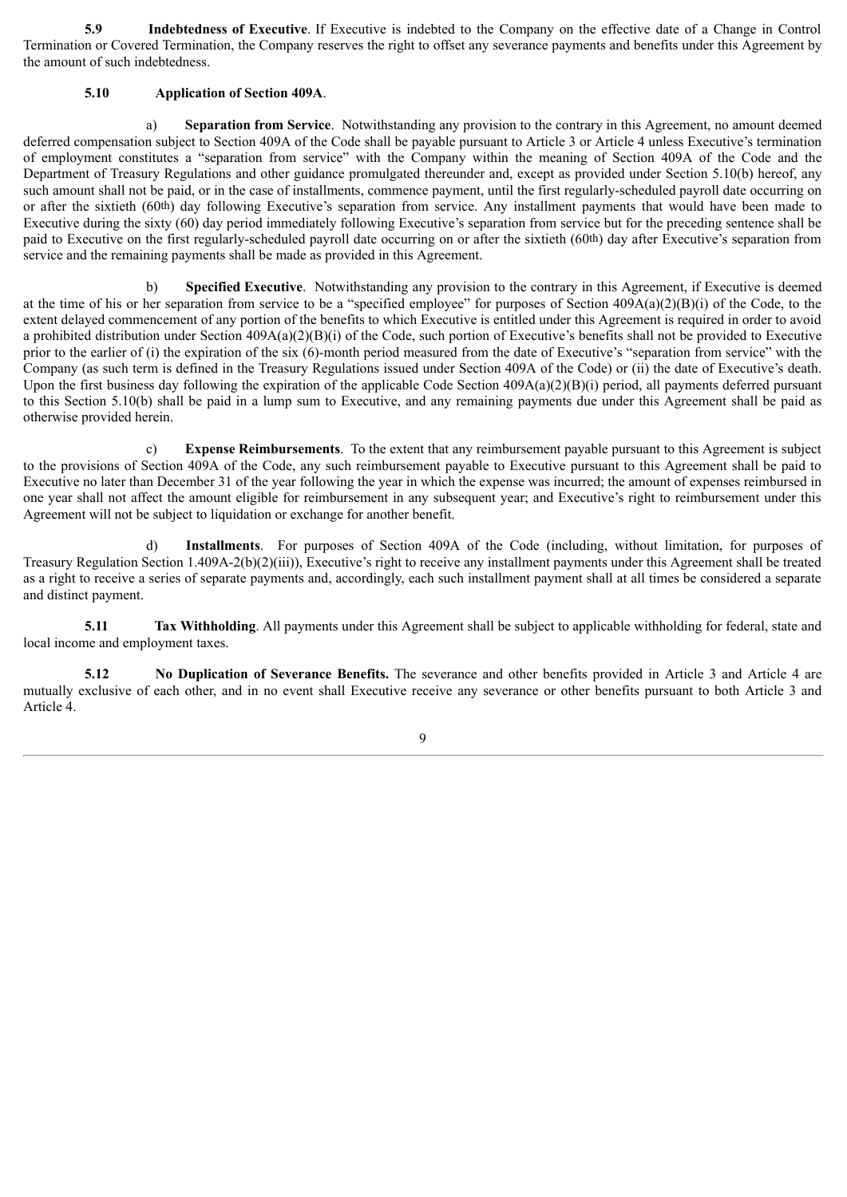**5.9 Indebtedness of Executive**. If Executive is indebted to the Company on the effective date of a Change in Control Termination or Covered Termination, the Company reserves the right to offset any severance payments and benefits under this Agreement by the amount of such indebtedness.

**5.10 Application of Section 409A**.

a) **Separation from Service**. Notwithstanding any provision to the contrary in this Agreement, no amount deemed deferred compensation subject to Section 409A of the Code shall be payable pursuant to Article 3 or Article 4 unless Executive's termination of employment constitutes a "separation from service" with the Company within the meaning of Section 409A of the Code and the Department of Treasury Regulations and other guidance promulgated thereunder and, except as provided under Section 5.10(b) hereof, any such amount shall not be paid, or in the case of installments, commence payment, until the first regularly-scheduled payroll date occurring on or after the sixtieth (60th) day following Executive's separation from service. Any installment payments that would have been made to Executive during the sixty (60) day period immediately following Executive's separation from service but for the preceding sentence shall be paid to Executive on the first regularly-scheduled payroll date occurring on or after the sixtieth (60th) day after Executive's separation from service and the remaining payments shall be made as provided in this Agreement.

b) **Specified Executive**. Notwithstanding any provision to the contrary in this Agreement, if Executive is deemed at the time of his or her separation from service to be a "specified employee" for purposes of Section 409A(a)(2)(B)(i) of the Code, to the extent delayed commencement of any portion of the benefits to which Executive is entitled under this Agreement is required in order to avoid a prohibited distribution under Section 409A(a)(2)(B)(i) of the Code, such portion of Executive's benefits shall not be provided to Executive prior to the earlier of (i) the expiration of the six (6)-month period measured from the date of Executive's "separation from service" with the Company (as such term is defined in the Treasury Regulations issued under Section 409A of the Code) or (ii) the date of Executive's death. Upon the first business day following the expiration of the applicable Code Section 409A(a)(2)(B)(i) period, all payments deferred pursuant to this Section 5.10(b) shall be paid in a lump sum to Executive, and any remaining payments due under this Agreement shall be paid as otherwise provided herein.

c) **Expense Reimbursements**. To the extent that any reimbursement payable pursuant to this Agreement is subject to the provisions of Section 409A of the Code, any such reimbursement payable to Executive pursuant to this Agreement shall be paid to Executive no later than December 31 of the year following the year in which the expense was incurred; the amount of expenses reimbursed in one year shall not affect the amount eligible for reimbursement in any subsequent year; and Executive's right to reimbursement under this Agreement will not be subject to liquidation or exchange for another benefit.

d) **Installments**. For purposes of Section 409A of the Code (including, without limitation, for purposes of Treasury Regulation Section 1.409A-2(b)(2)(iii)), Executive's right to receive any installment payments under this Agreement shall be treated as a right to receive a series of separate payments and, accordingly, each such installment payment shall at all times be considered a separate and distinct payment.

**5.11 Tax Withholding**. All payments under this Agreement shall be subject to applicable withholding for federal, state and local income and employment taxes.

**5.12 No Duplication of Severance Benefits.** The severance and other benefits provided in Article 3 and Article 4 are mutually exclusive of each other, and in no event shall Executive receive any severance or other benefits pursuant to both Article 3 and Article 4.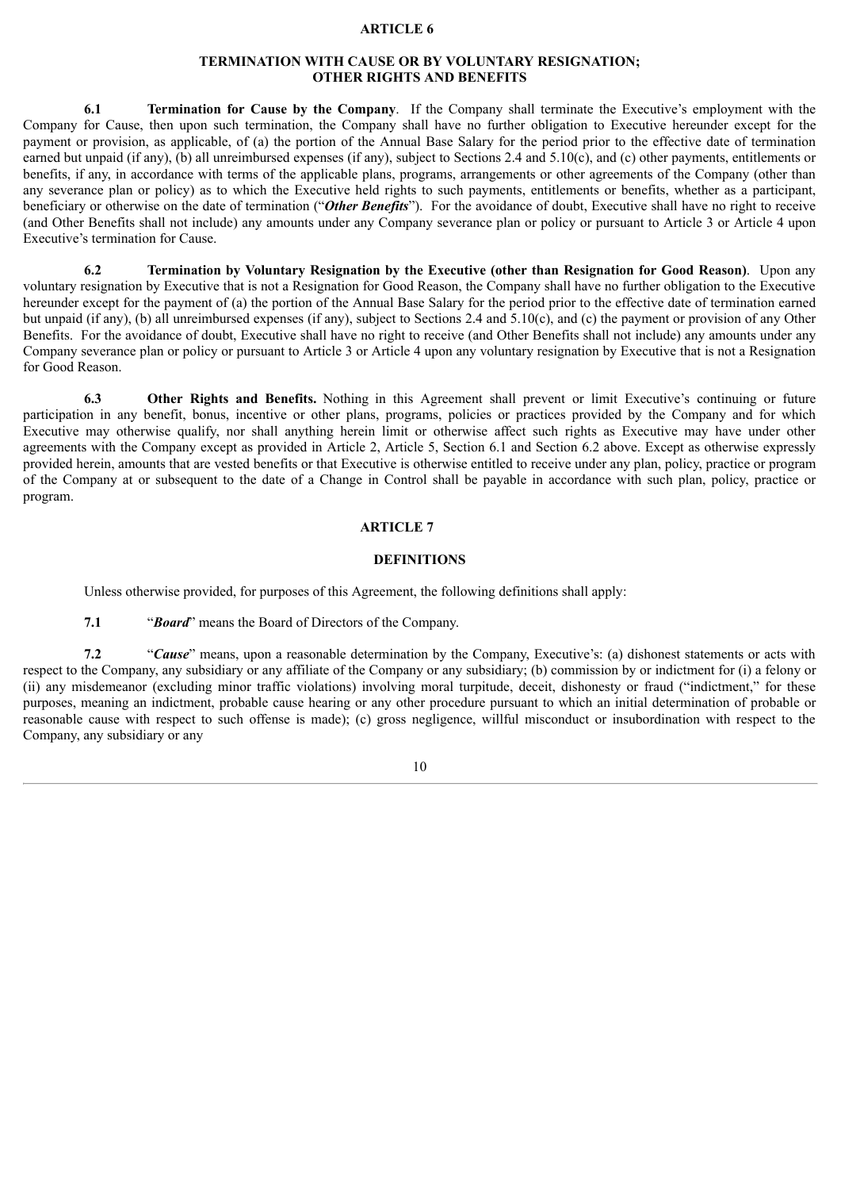## ARTICLE 6

## TERMINATION WITH CAUSE OR BY VOLUNTARY RESIGNATION; OTHER RIGHTS AND BENEFITS

**6.1 Termination for Cause by the Company**. If the Company shall terminate the Executive's employment with the Company for Cause, then upon such termination, the Company shall have no further obligation to Executive hereunder except for the payment or provision, as applicable, of (a) the portion of the Annual Base Salary for the period prior to the effective date of termination earned but unpaid (if any), (b) all unreimbursed expenses (if any), subject to Sections 2.4 and 5.10(c), and (c) other payments, entitlements or benefits, if any, in accordance with terms of the applicable plans, programs, arrangements or other agreements of the Company (other than any severance plan or policy) as to which the Executive held rights to such payments, entitlements or benefits, whether as a participant, beneficiary or otherwise on the date of termination ("***Other Benefits***"). For the avoidance of doubt, Executive shall have no right to receive (and Other Benefits shall not include) any amounts under any Company severance plan or policy or pursuant to Article 3 or Article 4 upon Executive's termination for Cause.

**6.2 Termination by Voluntary Resignation by the Executive (other than Resignation for Good Reason)**. Upon any voluntary resignation by Executive that is not a Resignation for Good Reason, the Company shall have no further obligation to the Executive hereunder except for the payment of (a) the portion of the Annual Base Salary for the period prior to the effective date of termination earned but unpaid (if any), (b) all unreimbursed expenses (if any), subject to Sections 2.4 and 5.10(c), and (c) the payment or provision of any Other Benefits. For the avoidance of doubt, Executive shall have no right to receive (and Other Benefits shall not include) any amounts under any Company severance plan or policy or pursuant to Article 3 or Article 4 upon any voluntary resignation by Executive that is not a Resignation for Good Reason.

**6.3 Other Rights and Benefits.** Nothing in this Agreement shall prevent or limit Executive's continuing or future participation in any benefit, bonus, incentive or other plans, programs, policies or practices provided by the Company and for which Executive may otherwise qualify, nor shall anything herein limit or otherwise affect such rights as Executive may have under other agreements with the Company except as provided in Article 2, Article 5, Section 6.1 and Section 6.2 above. Except as otherwise expressly provided herein, amounts that are vested benefits or that Executive is otherwise entitled to receive under any plan, policy, practice or program of the Company at or subsequent to the date of a Change in Control shall be payable in accordance with such plan, policy, practice or program.

## ARTICLE 7

## DEFINITIONS

Unless otherwise provided, for purposes of this Agreement, the following definitions shall apply:

**7.1** "***Board***" means the Board of Directors of the Company.

**7.2** "***Cause***" means, upon a reasonable determination by the Company, Executive's: (a) dishonest statements or acts with respect to the Company, any subsidiary or any affiliate of the Company or any subsidiary; (b) commission by or indictment for (i) a felony or (ii) any misdemeanor (excluding minor traffic violations) involving moral turpitude, deceit, dishonesty or fraud ("indictment," for these purposes, meaning an indictment, probable cause hearing or any other procedure pursuant to which an initial determination of probable or reasonable cause with respect to such offense is made); (c) gross negligence, willful misconduct or insubordination with respect to the Company, any subsidiary or any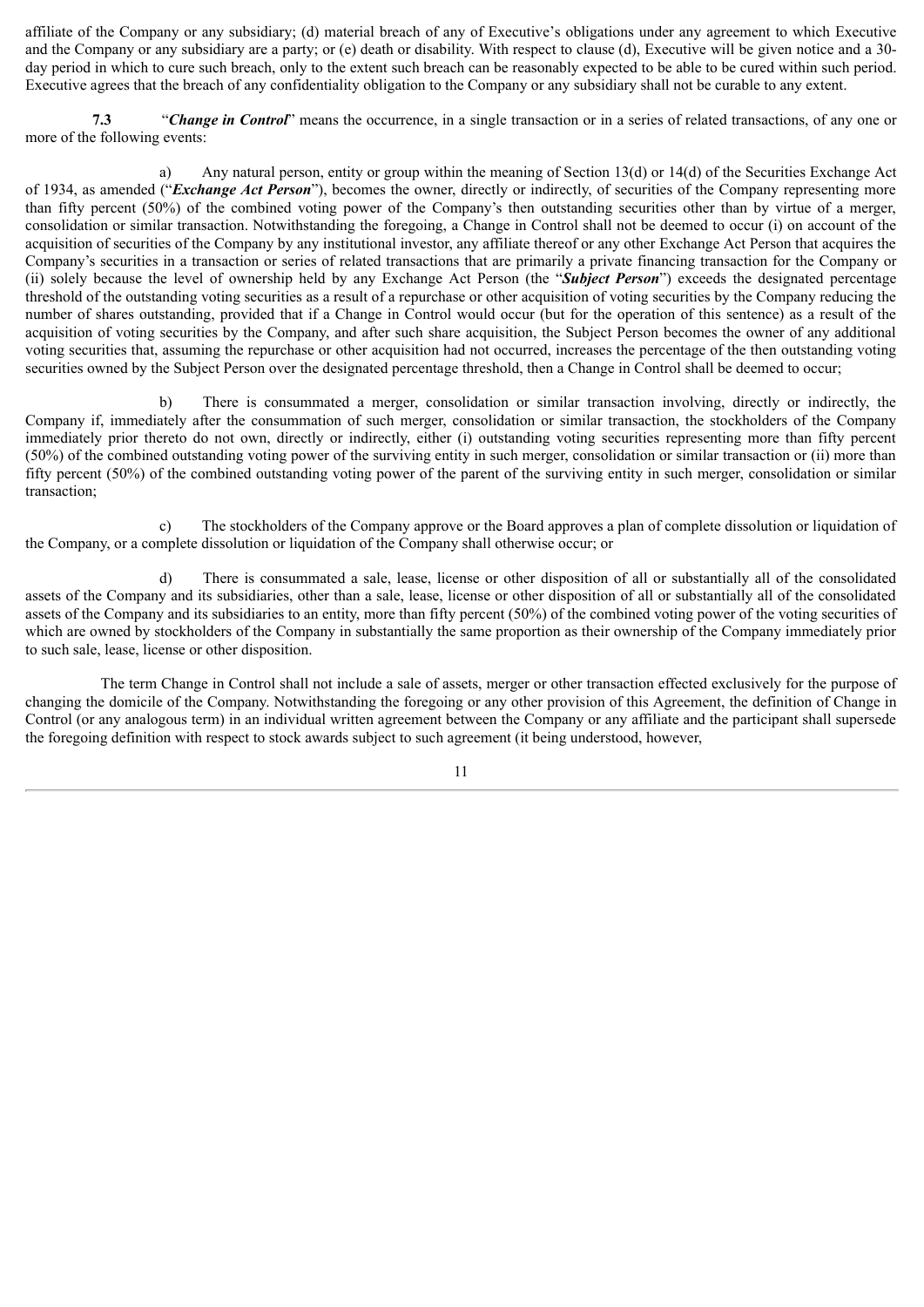affiliate of the Company or any subsidiary; (d) material breach of any of Executive's obligations under any agreement to which Executive and the Company or any subsidiary are a party; or (e) death or disability. With respect to clause (d), Executive will be given notice and a 30-day period in which to cure such breach, only to the extent such breach can be reasonably expected to be able to be cured within such period. Executive agrees that the breach of any confidentiality obligation to the Company or any subsidiary shall not be curable to any extent.

**7.3** "***Change in Control***" means the occurrence, in a single transaction or in a series of related transactions, of any one or more of the following events:

a) Any natural person, entity or group within the meaning of Section 13(d) or 14(d) of the Securities Exchange Act of 1934, as amended ("***Exchange Act Person***"), becomes the owner, directly or indirectly, of securities of the Company representing more than fifty percent (50%) of the combined voting power of the Company's then outstanding securities other than by virtue of a merger, consolidation or similar transaction. Notwithstanding the foregoing, a Change in Control shall not be deemed to occur (i) on account of the acquisition of securities of the Company by any institutional investor, any affiliate thereof or any other Exchange Act Person that acquires the Company's securities in a transaction or series of related transactions that are primarily a private financing transaction for the Company or (ii) solely because the level of ownership held by any Exchange Act Person (the "***Subject Person***") exceeds the designated percentage threshold of the outstanding voting securities as a result of a repurchase or other acquisition of voting securities by the Company reducing the number of shares outstanding, provided that if a Change in Control would occur (but for the operation of this sentence) as a result of the acquisition of voting securities by the Company, and after such share acquisition, the Subject Person becomes the owner of any additional voting securities that, assuming the repurchase or other acquisition had not occurred, increases the percentage of the then outstanding voting securities owned by the Subject Person over the designated percentage threshold, then a Change in Control shall be deemed to occur;

b) There is consummated a merger, consolidation or similar transaction involving, directly or indirectly, the Company if, immediately after the consummation of such merger, consolidation or similar transaction, the stockholders of the Company immediately prior thereto do not own, directly or indirectly, either (i) outstanding voting securities representing more than fifty percent (50%) of the combined outstanding voting power of the surviving entity in such merger, consolidation or similar transaction or (ii) more than fifty percent (50%) of the combined outstanding voting power of the parent of the surviving entity in such merger, consolidation or similar transaction;

c) The stockholders of the Company approve or the Board approves a plan of complete dissolution or liquidation of the Company, or a complete dissolution or liquidation of the Company shall otherwise occur; or

d) There is consummated a sale, lease, license or other disposition of all or substantially all of the consolidated assets of the Company and its subsidiaries, other than a sale, lease, license or other disposition of all or substantially all of the consolidated assets of the Company and its subsidiaries to an entity, more than fifty percent (50%) of the combined voting power of the voting securities of which are owned by stockholders of the Company in substantially the same proportion as their ownership of the Company immediately prior to such sale, lease, license or other disposition.

The term Change in Control shall not include a sale of assets, merger or other transaction effected exclusively for the purpose of changing the domicile of the Company. Notwithstanding the foregoing or any other provision of this Agreement, the definition of Change in Control (or any analogous term) in an individual written agreement between the Company or any affiliate and the participant shall supersede the foregoing definition with respect to stock awards subject to such agreement (it being understood, however,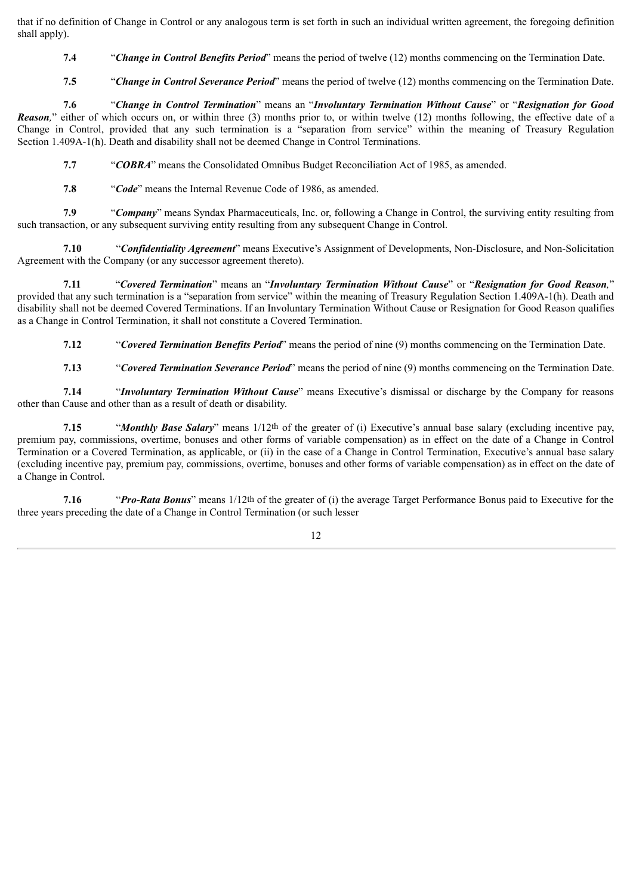that if no definition of Change in Control or any analogous term is set forth in such an individual written agreement, the foregoing definition shall apply).

**7.4** "***Change in Control Benefits Period***" means the period of twelve (12) months commencing on the Termination Date.

**7.5** "***Change in Control Severance Period***" means the period of twelve (12) months commencing on the Termination Date.

**7.6** "***Change in Control Termination***" means an "***Involuntary Termination Without Cause***" or "***Resignation for Good Reason***," either of which occurs on, or within three (3) months prior to, or within twelve (12) months following, the effective date of a Change in Control, provided that any such termination is a "separation from service" within the meaning of Treasury Regulation Section 1.409A-1(h). Death and disability shall not be deemed Change in Control Terminations.

**7.7** "***COBRA***" means the Consolidated Omnibus Budget Reconciliation Act of 1985, as amended.

**7.8** "***Code***" means the Internal Revenue Code of 1986, as amended.

**7.9** "***Company***" means Syndax Pharmaceuticals, Inc. or, following a Change in Control, the surviving entity resulting from such transaction, or any subsequent surviving entity resulting from any subsequent Change in Control.

**7.10** "***Confidentiality Agreement***" means Executive's Assignment of Developments, Non-Disclosure, and Non-Solicitation Agreement with the Company (or any successor agreement thereto).

**7.11** "***Covered Termination***" means an "***Involuntary Termination Without Cause***" or "***Resignation for Good Reason***," provided that any such termination is a "separation from service" within the meaning of Treasury Regulation Section 1.409A-1(h). Death and disability shall not be deemed Covered Terminations. If an Involuntary Termination Without Cause or Resignation for Good Reason qualifies as a Change in Control Termination, it shall not constitute a Covered Termination.

**7.12** "***Covered Termination Benefits Period***" means the period of nine (9) months commencing on the Termination Date.

**7.13** "***Covered Termination Severance Period***" means the period of nine (9) months commencing on the Termination Date.

**7.14** "***Involuntary Termination Without Cause***" means Executive's dismissal or discharge by the Company for reasons other than Cause and other than as a result of death or disability.

**7.15** "***Monthly Base Salary***" means 1/12th of the greater of (i) Executive's annual base salary (excluding incentive pay, premium pay, commissions, overtime, bonuses and other forms of variable compensation) as in effect on the date of a Change in Control Termination or a Covered Termination, as applicable, or (ii) in the case of a Change in Control Termination, Executive's annual base salary (excluding incentive pay, premium pay, commissions, overtime, bonuses and other forms of variable compensation) as in effect on the date of a Change in Control.

**7.16** "***Pro-Rata Bonus***" means 1/12th of the greater of (i) the average Target Performance Bonus paid to Executive for the three years preceding the date of a Change in Control Termination (or such lesser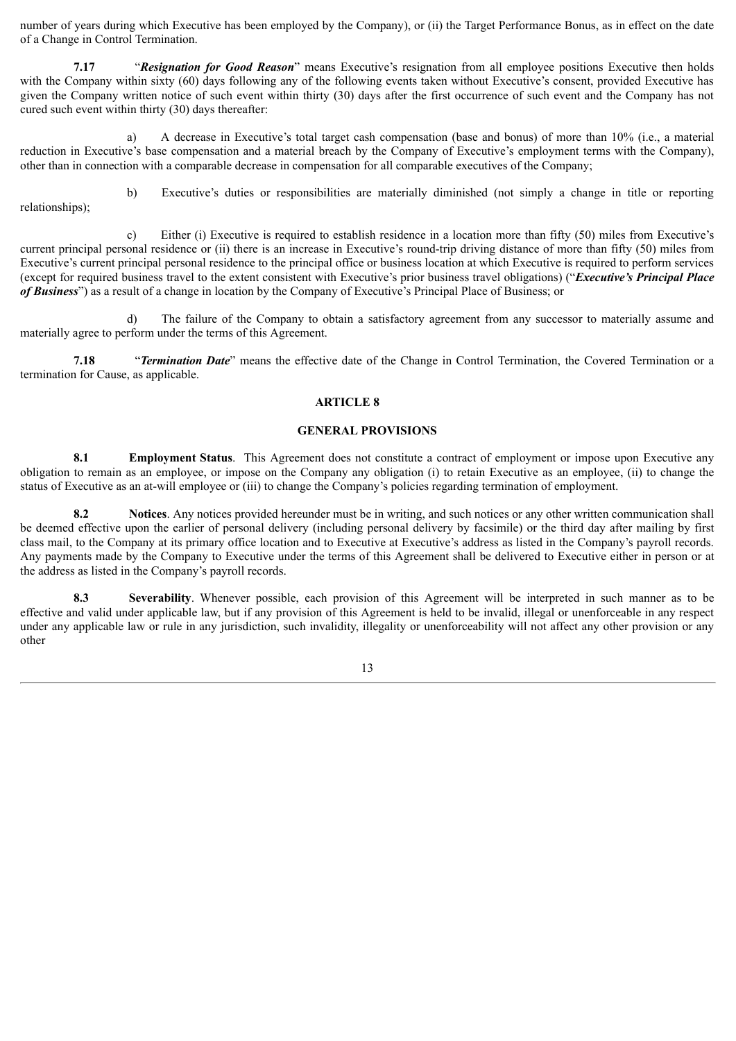number of years during which Executive has been employed by the Company), or (ii) the Target Performance Bonus, as in effect on the date of a Change in Control Termination.

**7.17** "***Resignation for Good Reason***" means Executive's resignation from all employee positions Executive then holds with the Company within sixty (60) days following any of the following events taken without Executive's consent, provided Executive has given the Company written notice of such event within thirty (30) days after the first occurrence of such event and the Company has not cured such event within thirty (30) days thereafter:

a) A decrease in Executive's total target cash compensation (base and bonus) of more than 10% (i.e., a material reduction in Executive's base compensation and a material breach by the Company of Executive's employment terms with the Company), other than in connection with a comparable decrease in compensation for all comparable executives of the Company;

b) Executive's duties or responsibilities are materially diminished (not simply a change in title or reporting relationships);

c) Either (i) Executive is required to establish residence in a location more than fifty (50) miles from Executive's current principal personal residence or (ii) there is an increase in Executive's round-trip driving distance of more than fifty (50) miles from Executive's current principal personal residence to the principal office or business location at which Executive is required to perform services (except for required business travel to the extent consistent with Executive's prior business travel obligations) ("***Executive's Principal Place of Business***") as a result of a change in location by the Company of Executive's Principal Place of Business; or

d) The failure of the Company to obtain a satisfactory agreement from any successor to materially assume and materially agree to perform under the terms of this Agreement.

**7.18** "***Termination Date***" means the effective date of the Change in Control Termination, the Covered Termination or a termination for Cause, as applicable.

## ARTICLE 8

## GENERAL PROVISIONS

**8.1 Employment Status**. This Agreement does not constitute a contract of employment or impose upon Executive any obligation to remain as an employee, or impose on the Company any obligation (i) to retain Executive as an employee, (ii) to change the status of Executive as an at-will employee or (iii) to change the Company's policies regarding termination of employment.

**8.2 Notices**. Any notices provided hereunder must be in writing, and such notices or any other written communication shall be deemed effective upon the earlier of personal delivery (including personal delivery by facsimile) or the third day after mailing by first class mail, to the Company at its primary office location and to Executive at Executive's address as listed in the Company's payroll records. Any payments made by the Company to Executive under the terms of this Agreement shall be delivered to Executive either in person or at the address as listed in the Company's payroll records.

**8.3 Severability**. Whenever possible, each provision of this Agreement will be interpreted in such manner as to be effective and valid under applicable law, but if any provision of this Agreement is held to be invalid, illegal or unenforceable in any respect under any applicable law or rule in any jurisdiction, such invalidity, illegality or unenforceability will not affect any other provision or any other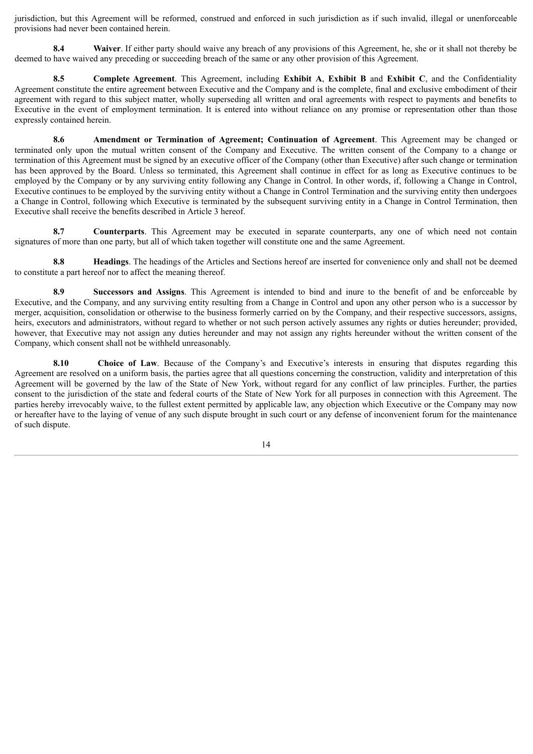jurisdiction, but this Agreement will be reformed, construed and enforced in such jurisdiction as if such invalid, illegal or unenforceable provisions had never been contained herein.

**8.4 Waiver**. If either party should waive any breach of any provisions of this Agreement, he, she or it shall not thereby be deemed to have waived any preceding or succeeding breach of the same or any other provision of this Agreement.

**8.5 Complete Agreement**. This Agreement, including **Exhibit A**, **Exhibit B** and **Exhibit C**, and the Confidentiality Agreement constitute the entire agreement between Executive and the Company and is the complete, final and exclusive embodiment of their agreement with regard to this subject matter, wholly superseding all written and oral agreements with respect to payments and benefits to Executive in the event of employment termination. It is entered into without reliance on any promise or representation other than those expressly contained herein.

**8.6 Amendment or Termination of Agreement; Continuation of Agreement**. This Agreement may be changed or terminated only upon the mutual written consent of the Company and Executive. The written consent of the Company to a change or termination of this Agreement must be signed by an executive officer of the Company (other than Executive) after such change or termination has been approved by the Board. Unless so terminated, this Agreement shall continue in effect for as long as Executive continues to be employed by the Company or by any surviving entity following any Change in Control. In other words, if, following a Change in Control, Executive continues to be employed by the surviving entity without a Change in Control Termination and the surviving entity then undergoes a Change in Control, following which Executive is terminated by the subsequent surviving entity in a Change in Control Termination, then Executive shall receive the benefits described in Article 3 hereof.

**8.7 Counterparts**. This Agreement may be executed in separate counterparts, any one of which need not contain signatures of more than one party, but all of which taken together will constitute one and the same Agreement.

**8.8 Headings**. The headings of the Articles and Sections hereof are inserted for convenience only and shall not be deemed to constitute a part hereof nor to affect the meaning thereof.

**8.9 Successors and Assigns**. This Agreement is intended to bind and inure to the benefit of and be enforceable by Executive, and the Company, and any surviving entity resulting from a Change in Control and upon any other person who is a successor by merger, acquisition, consolidation or otherwise to the business formerly carried on by the Company, and their respective successors, assigns, heirs, executors and administrators, without regard to whether or not such person actively assumes any rights or duties hereunder; provided, however, that Executive may not assign any duties hereunder and may not assign any rights hereunder without the written consent of the Company, which consent shall not be withheld unreasonably.

**8.10 Choice of Law**. Because of the Company's and Executive's interests in ensuring that disputes regarding this Agreement are resolved on a uniform basis, the parties agree that all questions concerning the construction, validity and interpretation of this Agreement will be governed by the law of the State of New York, without regard for any conflict of law principles. Further, the parties consent to the jurisdiction of the state and federal courts of the State of New York for all purposes in connection with this Agreement. The parties hereby irrevocably waive, to the fullest extent permitted by applicable law, any objection which Executive or the Company may now or hereafter have to the laying of venue of any such dispute brought in such court or any defense of inconvenient forum for the maintenance of such dispute.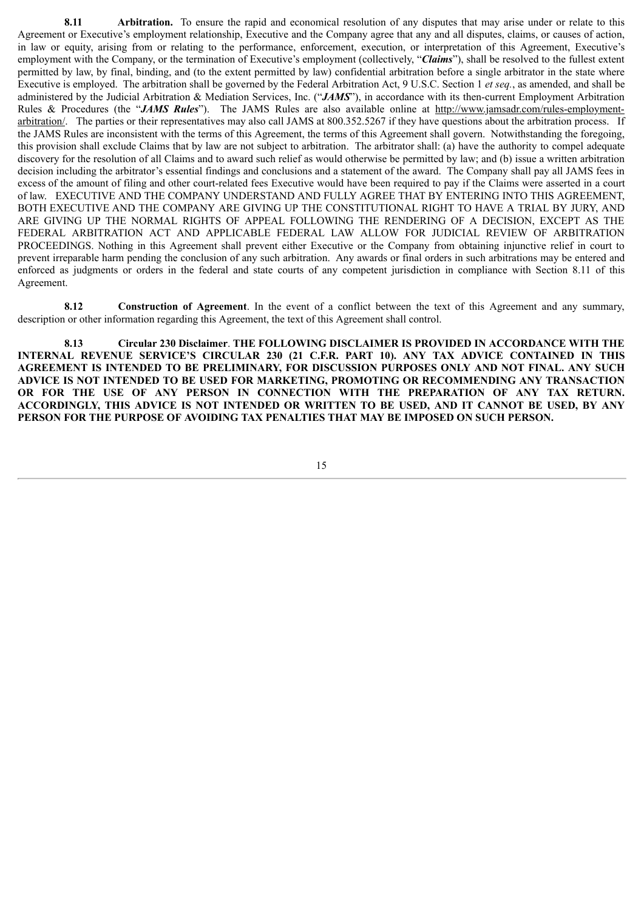**8.11 Arbitration.** To ensure the rapid and economical resolution of any disputes that may arise under or relate to this Agreement or Executive's employment relationship, Executive and the Company agree that any and all disputes, claims, or causes of action, in law or equity, arising from or relating to the performance, enforcement, execution, or interpretation of this Agreement, Executive's employment with the Company, or the termination of Executive's employment (collectively, "***Claims***"), shall be resolved to the fullest extent permitted by law, by final, binding, and (to the extent permitted by law) confidential arbitration before a single arbitrator in the state where Executive is employed. The arbitration shall be governed by the Federal Arbitration Act, 9 U.S.C. Section 1 *et seq.*, as amended, and shall be administered by the Judicial Arbitration & Mediation Services, Inc. ("***JAMS***"), in accordance with its then-current Employment Arbitration Rules & Procedures (the "***JAMS Rules***"). The JAMS Rules are also available online at http://www.jamsadr.com/rules-employment-arbitration/. The parties or their representatives may also call JAMS at 800.352.5267 if they have questions about the arbitration process. If the JAMS Rules are inconsistent with the terms of this Agreement, the terms of this Agreement shall govern. Notwithstanding the foregoing, this provision shall exclude Claims that by law are not subject to arbitration. The arbitrator shall: (a) have the authority to compel adequate discovery for the resolution of all Claims and to award such relief as would otherwise be permitted by law; and (b) issue a written arbitration decision including the arbitrator's essential findings and conclusions and a statement of the award. The Company shall pay all JAMS fees in excess of the amount of filing and other court-related fees Executive would have been required to pay if the Claims were asserted in a court of law. EXECUTIVE AND THE COMPANY UNDERSTAND AND FULLY AGREE THAT BY ENTERING INTO THIS AGREEMENT, BOTH EXECUTIVE AND THE COMPANY ARE GIVING UP THE CONSTITUTIONAL RIGHT TO HAVE A TRIAL BY JURY, AND ARE GIVING UP THE NORMAL RIGHTS OF APPEAL FOLLOWING THE RENDERING OF A DECISION, EXCEPT AS THE FEDERAL ARBITRATION ACT AND APPLICABLE FEDERAL LAW ALLOW FOR JUDICIAL REVIEW OF ARBITRATION PROCEEDINGS. Nothing in this Agreement shall prevent either Executive or the Company from obtaining injunctive relief in court to prevent irreparable harm pending the conclusion of any such arbitration. Any awards or final orders in such arbitrations may be entered and enforced as judgments or orders in the federal and state courts of any competent jurisdiction in compliance with Section 8.11 of this Agreement.

**8.12 Construction of Agreement**. In the event of a conflict between the text of this Agreement and any summary, description or other information regarding this Agreement, the text of this Agreement shall control.

**8.13 Circular 230 Disclaimer**. **THE FOLLOWING DISCLAIMER IS PROVIDED IN ACCORDANCE WITH THE INTERNAL REVENUE SERVICE'S CIRCULAR 230 (21 C.F.R. PART 10). ANY TAX ADVICE CONTAINED IN THIS AGREEMENT IS INTENDED TO BE PRELIMINARY, FOR DISCUSSION PURPOSES ONLY AND NOT FINAL. ANY SUCH ADVICE IS NOT INTENDED TO BE USED FOR MARKETING, PROMOTING OR RECOMMENDING ANY TRANSACTION OR FOR THE USE OF ANY PERSON IN CONNECTION WITH THE PREPARATION OF ANY TAX RETURN. ACCORDINGLY, THIS ADVICE IS NOT INTENDED OR WRITTEN TO BE USED, AND IT CANNOT BE USED, BY ANY PERSON FOR THE PURPOSE OF AVOIDING TAX PENALTIES THAT MAY BE IMPOSED ON SUCH PERSON.**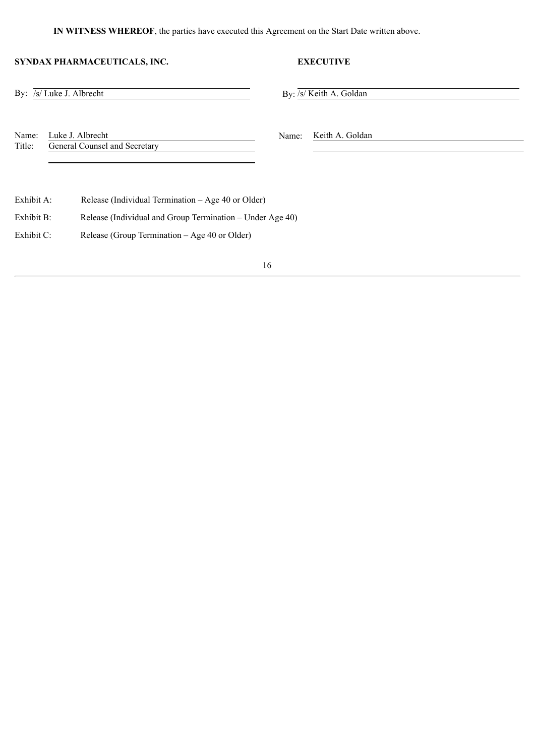**IN WITNESS WHEREOF**, the parties have executed this Agreement on the Start Date written above.

| **SYNDAX PHARMACEUTICALS, INC.** | **EXECUTIVE** |
|---|---|
| By: /s/ Luke J. Albrecht | By: /s/ Keith A. Goldan |
| Name: Luke J. Albrecht | Name: Keith A. Goldan |
| Title: General Counsel and Secretary | |

Exhibit A: Release (Individual Termination – Age 40 or Older)

Exhibit B: Release (Individual and Group Termination – Under Age 40)

Exhibit C: Release (Group Termination – Age 40 or Older)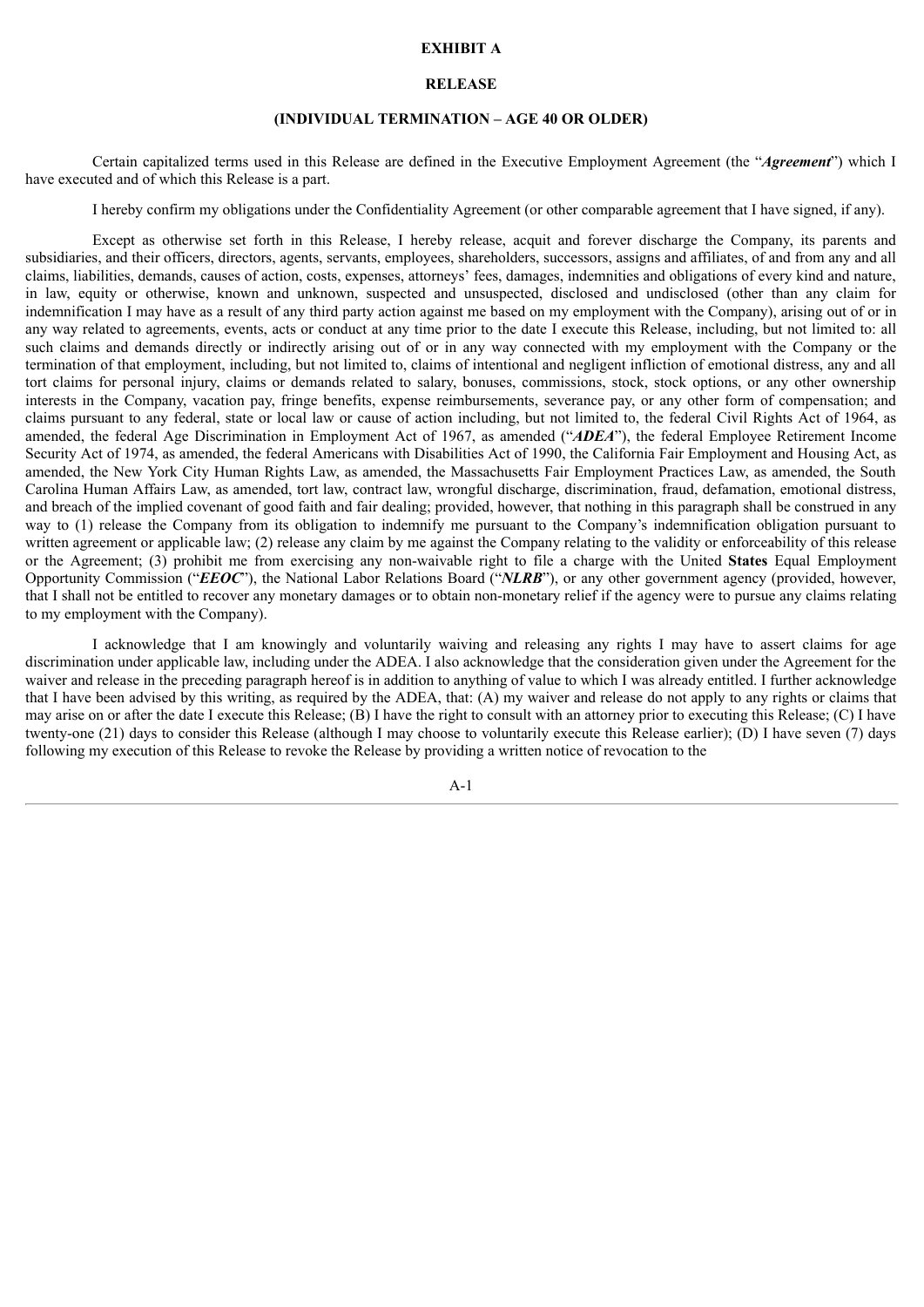**EXHIBIT A**

**RELEASE**

**(INDIVIDUAL TERMINATION – AGE 40 OR OLDER)**

Certain capitalized terms used in this Release are defined in the Executive Employment Agreement (the "***Agreement***") which I have executed and of which this Release is a part.

I hereby confirm my obligations under the Confidentiality Agreement (or other comparable agreement that I have signed, if any).

Except as otherwise set forth in this Release, I hereby release, acquit and forever discharge the Company, its parents and subsidiaries, and their officers, directors, agents, servants, employees, shareholders, successors, assigns and affiliates, of and from any and all claims, liabilities, demands, causes of action, costs, expenses, attorneys' fees, damages, indemnities and obligations of every kind and nature, in law, equity or otherwise, known and unknown, suspected and unsuspected, disclosed and undisclosed (other than any claim for indemnification I may have as a result of any third party action against me based on my employment with the Company), arising out of or in any way related to agreements, events, acts or conduct at any time prior to the date I execute this Release, including, but not limited to: all such claims and demands directly or indirectly arising out of or in any way connected with my employment with the Company or the termination of that employment, including, but not limited to, claims of intentional and negligent infliction of emotional distress, any and all tort claims for personal injury, claims or demands related to salary, bonuses, commissions, stock, stock options, or any other ownership interests in the Company, vacation pay, fringe benefits, expense reimbursements, severance pay, or any other form of compensation; and claims pursuant to any federal, state or local law or cause of action including, but not limited to, the federal Civil Rights Act of 1964, as amended, the federal Age Discrimination in Employment Act of 1967, as amended ("***ADEA***"), the federal Employee Retirement Income Security Act of 1974, as amended, the federal Americans with Disabilities Act of 1990, the California Fair Employment and Housing Act, as amended, the New York City Human Rights Law, as amended, the Massachusetts Fair Employment Practices Law, as amended, the South Carolina Human Affairs Law, as amended, tort law, contract law, wrongful discharge, discrimination, fraud, defamation, emotional distress, and breach of the implied covenant of good faith and fair dealing; provided, however, that nothing in this paragraph shall be construed in any way to (1) release the Company from its obligation to indemnify me pursuant to the Company's indemnification obligation pursuant to written agreement or applicable law; (2) release any claim by me against the Company relating to the validity or enforceability of this release or the Agreement; (3) prohibit me from exercising any non-waivable right to file a charge with the United **States** Equal Employment Opportunity Commission ("***EEOC***"), the National Labor Relations Board ("***NLRB***"), or any other government agency (provided, however, that I shall not be entitled to recover any monetary damages or to obtain non-monetary relief if the agency were to pursue any claims relating to my employment with the Company).

I acknowledge that I am knowingly and voluntarily waiving and releasing any rights I may have to assert claims for age discrimination under applicable law, including under the ADEA. I also acknowledge that the consideration given under the Agreement for the waiver and release in the preceding paragraph hereof is in addition to anything of value to which I was already entitled. I further acknowledge that I have been advised by this writing, as required by the ADEA, that: (A) my waiver and release do not apply to any rights or claims that may arise on or after the date I execute this Release; (B) I have the right to consult with an attorney prior to executing this Release; (C) I have twenty-one (21) days to consider this Release (although I may choose to voluntarily execute this Release earlier); (D) I have seven (7) days following my execution of this Release to revoke the Release by providing a written notice of revocation to the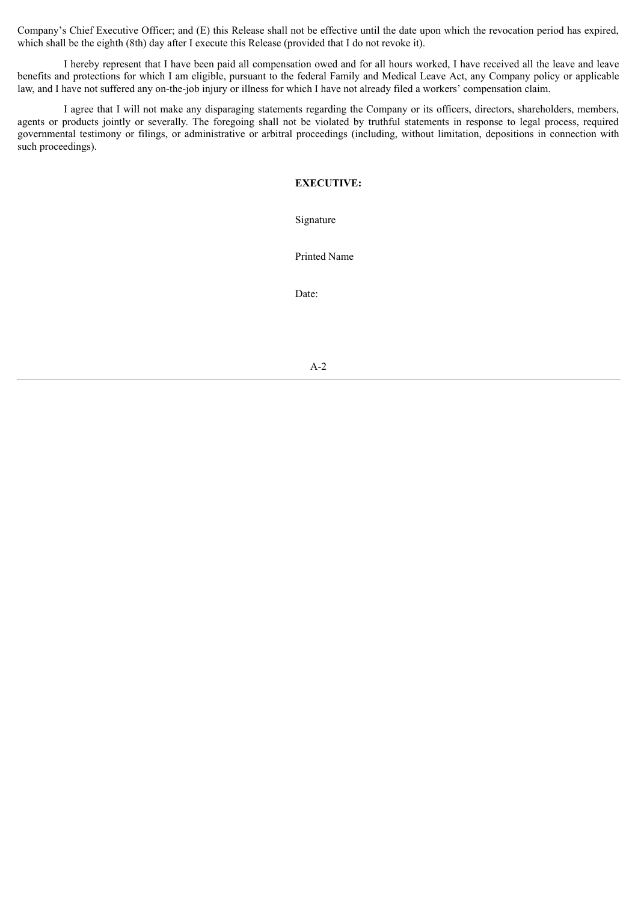Company's Chief Executive Officer; and (E) this Release shall not be effective until the date upon which the revocation period has expired, which shall be the eighth (8th) day after I execute this Release (provided that I do not revoke it).

I hereby represent that I have been paid all compensation owed and for all hours worked, I have received all the leave and leave benefits and protections for which I am eligible, pursuant to the federal Family and Medical Leave Act, any Company policy or applicable law, and I have not suffered any on-the-job injury or illness for which I have not already filed a workers' compensation claim.

I agree that I will not make any disparaging statements regarding the Company or its officers, directors, shareholders, members, agents or products jointly or severally. The foregoing shall not be violated by truthful statements in response to legal process, required governmental testimony or filings, or administrative or arbitral proceedings (including, without limitation, depositions in connection with such proceedings).

**EXECUTIVE:**

Signature

Printed Name

Date: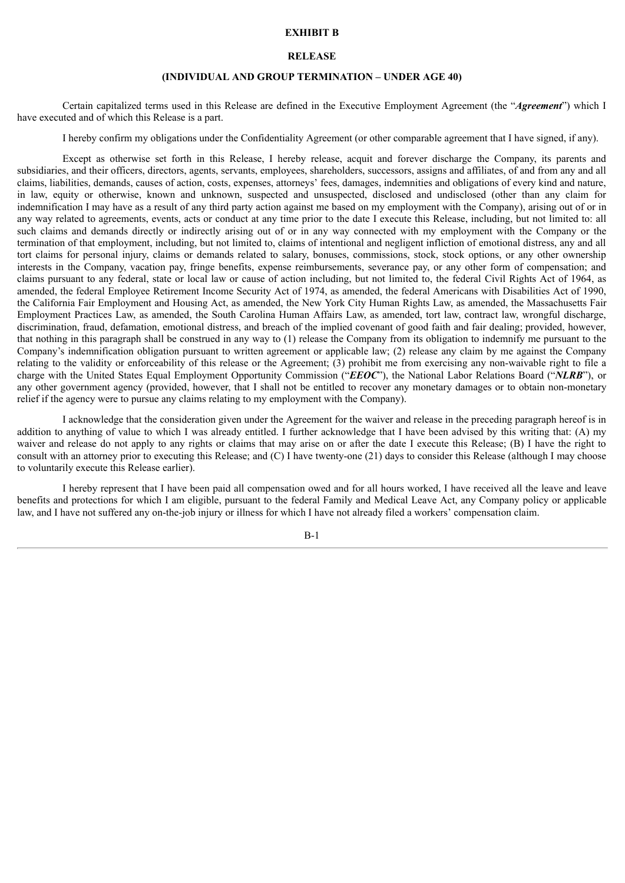**EXHIBIT B**

**RELEASE**

**(INDIVIDUAL AND GROUP TERMINATION – UNDER AGE 40)**

Certain capitalized terms used in this Release are defined in the Executive Employment Agreement (the "***Agreement***") which I have executed and of which this Release is a part.

I hereby confirm my obligations under the Confidentiality Agreement (or other comparable agreement that I have signed, if any).

Except as otherwise set forth in this Release, I hereby release, acquit and forever discharge the Company, its parents and subsidiaries, and their officers, directors, agents, servants, employees, shareholders, successors, assigns and affiliates, of and from any and all claims, liabilities, demands, causes of action, costs, expenses, attorneys' fees, damages, indemnities and obligations of every kind and nature, in law, equity or otherwise, known and unknown, suspected and unsuspected, disclosed and undisclosed (other than any claim for indemnification I may have as a result of any third party action against me based on my employment with the Company), arising out of or in any way related to agreements, events, acts or conduct at any time prior to the date I execute this Release, including, but not limited to: all such claims and demands directly or indirectly arising out of or in any way connected with my employment with the Company or the termination of that employment, including, but not limited to, claims of intentional and negligent infliction of emotional distress, any and all tort claims for personal injury, claims or demands related to salary, bonuses, commissions, stock, stock options, or any other ownership interests in the Company, vacation pay, fringe benefits, expense reimbursements, severance pay, or any other form of compensation; and claims pursuant to any federal, state or local law or cause of action including, but not limited to, the federal Civil Rights Act of 1964, as amended, the federal Employee Retirement Income Security Act of 1974, as amended, the federal Americans with Disabilities Act of 1990, the California Fair Employment and Housing Act, as amended, the New York City Human Rights Law, as amended, the Massachusetts Fair Employment Practices Law, as amended, the South Carolina Human Affairs Law, as amended, tort law, contract law, wrongful discharge, discrimination, fraud, defamation, emotional distress, and breach of the implied covenant of good faith and fair dealing; provided, however, that nothing in this paragraph shall be construed in any way to (1) release the Company from its obligation to indemnify me pursuant to the Company's indemnification obligation pursuant to written agreement or applicable law; (2) release any claim by me against the Company relating to the validity or enforceability of this release or the Agreement; (3) prohibit me from exercising any non-waivable right to file a charge with the United States Equal Employment Opportunity Commission ("***EEOC***"), the National Labor Relations Board ("***NLRB***"), or any other government agency (provided, however, that I shall not be entitled to recover any monetary damages or to obtain non-monetary relief if the agency were to pursue any claims relating to my employment with the Company).

I acknowledge that the consideration given under the Agreement for the waiver and release in the preceding paragraph hereof is in addition to anything of value to which I was already entitled. I further acknowledge that I have been advised by this writing that: (A) my waiver and release do not apply to any rights or claims that may arise on or after the date I execute this Release; (B) I have the right to consult with an attorney prior to executing this Release; and (C) I have twenty-one (21) days to consider this Release (although I may choose to voluntarily execute this Release earlier).

I hereby represent that I have been paid all compensation owed and for all hours worked, I have received all the leave and leave benefits and protections for which I am eligible, pursuant to the federal Family and Medical Leave Act, any Company policy or applicable law, and I have not suffered any on-the-job injury or illness for which I have not already filed a workers' compensation claim.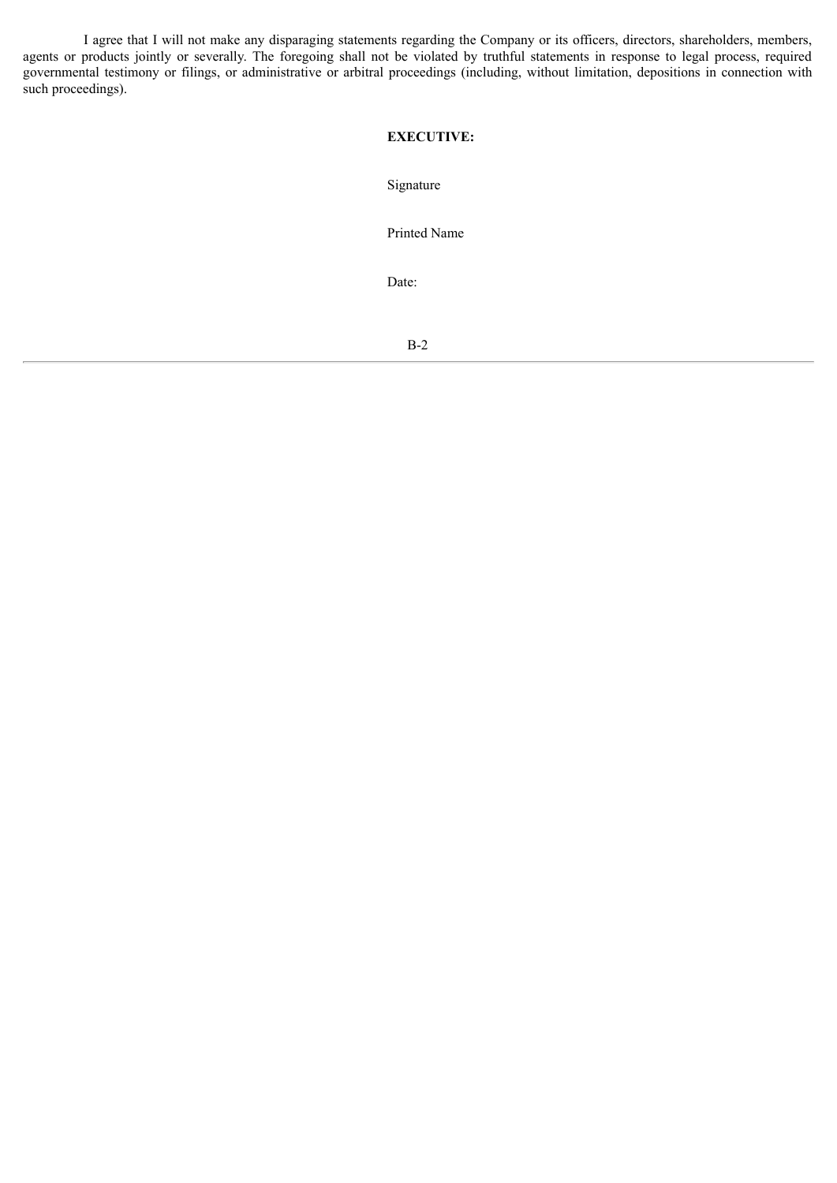I agree that I will not make any disparaging statements regarding the Company or its officers, directors, shareholders, members, agents or products jointly or severally. The foregoing shall not be violated by truthful statements in response to legal process, required governmental testimony or filings, or administrative or arbitral proceedings (including, without limitation, depositions in connection with such proceedings).

**EXECUTIVE:**

Signature

Printed Name

Date: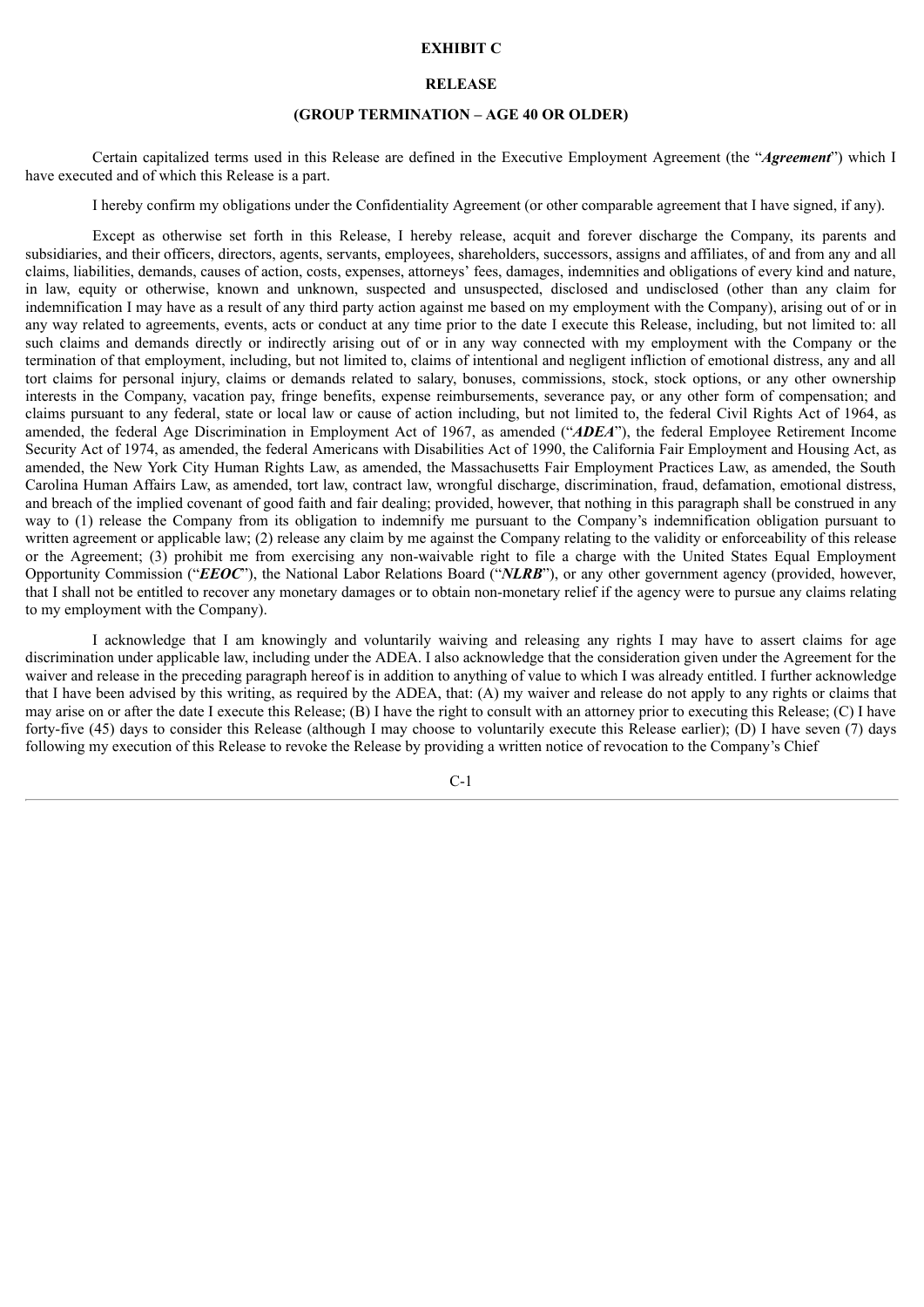**EXHIBIT C**

**RELEASE**

**(GROUP TERMINATION – AGE 40 OR OLDER)**

Certain capitalized terms used in this Release are defined in the Executive Employment Agreement (the "***Agreement***") which I have executed and of which this Release is a part.

I hereby confirm my obligations under the Confidentiality Agreement (or other comparable agreement that I have signed, if any).

Except as otherwise set forth in this Release, I hereby release, acquit and forever discharge the Company, its parents and subsidiaries, and their officers, directors, agents, servants, employees, shareholders, successors, assigns and affiliates, of and from any and all claims, liabilities, demands, causes of action, costs, expenses, attorneys' fees, damages, indemnities and obligations of every kind and nature, in law, equity or otherwise, known and unknown, suspected and unsuspected, disclosed and undisclosed (other than any claim for indemnification I may have as a result of any third party action against me based on my employment with the Company), arising out of or in any way related to agreements, events, acts or conduct at any time prior to the date I execute this Release, including, but not limited to: all such claims and demands directly or indirectly arising out of or in any way connected with my employment with the Company or the termination of that employment, including, but not limited to, claims of intentional and negligent infliction of emotional distress, any and all tort claims for personal injury, claims or demands related to salary, bonuses, commissions, stock, stock options, or any other ownership interests in the Company, vacation pay, fringe benefits, expense reimbursements, severance pay, or any other form of compensation; and claims pursuant to any federal, state or local law or cause of action including, but not limited to, the federal Civil Rights Act of 1964, as amended, the federal Age Discrimination in Employment Act of 1967, as amended ("***ADEA***"), the federal Employee Retirement Income Security Act of 1974, as amended, the federal Americans with Disabilities Act of 1990, the California Fair Employment and Housing Act, as amended, the New York City Human Rights Law, as amended, the Massachusetts Fair Employment Practices Law, as amended, the South Carolina Human Affairs Law, as amended, tort law, contract law, wrongful discharge, discrimination, fraud, defamation, emotional distress, and breach of the implied covenant of good faith and fair dealing; provided, however, that nothing in this paragraph shall be construed in any way to (1) release the Company from its obligation to indemnify me pursuant to the Company's indemnification obligation pursuant to written agreement or applicable law; (2) release any claim by me against the Company relating to the validity or enforceability of this release or the Agreement; (3) prohibit me from exercising any non-waivable right to file a charge with the United States Equal Employment Opportunity Commission ("***EEOC***"), the National Labor Relations Board ("***NLRB***"), or any other government agency (provided, however, that I shall not be entitled to recover any monetary damages or to obtain non-monetary relief if the agency were to pursue any claims relating to my employment with the Company).

I acknowledge that I am knowingly and voluntarily waiving and releasing any rights I may have to assert claims for age discrimination under applicable law, including under the ADEA. I also acknowledge that the consideration given under the Agreement for the waiver and release in the preceding paragraph hereof is in addition to anything of value to which I was already entitled. I further acknowledge that I have been advised by this writing, as required by the ADEA, that: (A) my waiver and release do not apply to any rights or claims that may arise on or after the date I execute this Release; (B) I have the right to consult with an attorney prior to executing this Release; (C) I have forty-five (45) days to consider this Release (although I may choose to voluntarily execute this Release earlier); (D) I have seven (7) days following my execution of this Release to revoke the Release by providing a written notice of revocation to the Company's Chief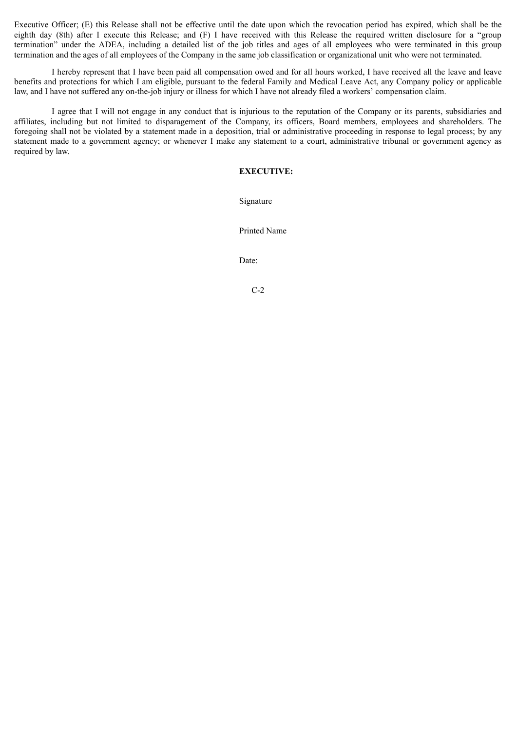Executive Officer; (E) this Release shall not be effective until the date upon which the revocation period has expired, which shall be the eighth day (8th) after I execute this Release; and (F) I have received with this Release the required written disclosure for a "group termination" under the ADEA, including a detailed list of the job titles and ages of all employees who were terminated in this group termination and the ages of all employees of the Company in the same job classification or organizational unit who were not terminated.

I hereby represent that I have been paid all compensation owed and for all hours worked, I have received all the leave and leave benefits and protections for which I am eligible, pursuant to the federal Family and Medical Leave Act, any Company policy or applicable law, and I have not suffered any on-the-job injury or illness for which I have not already filed a workers' compensation claim.

I agree that I will not engage in any conduct that is injurious to the reputation of the Company or its parents, subsidiaries and affiliates, including but not limited to disparagement of the Company, its officers, Board members, employees and shareholders. The foregoing shall not be violated by a statement made in a deposition, trial or administrative proceeding in response to legal process; by any statement made to a government agency; or whenever I make any statement to a court, administrative tribunal or government agency as required by law.

**EXECUTIVE:**

Signature

Printed Name

Date: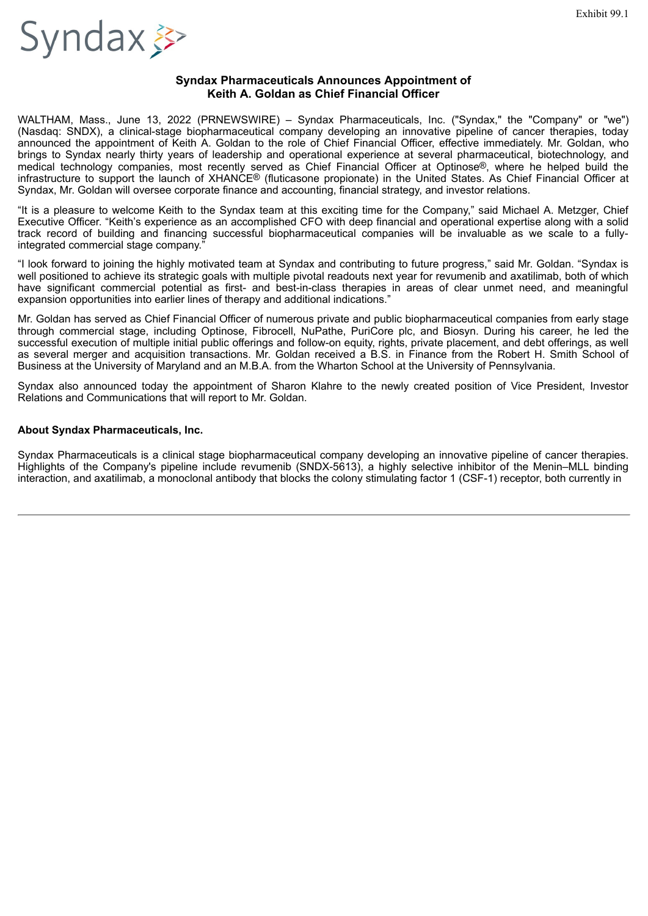Exhibit 99.1

Syndax

**Syndax Pharmaceuticals Announces Appointment of Keith A. Goldan as Chief Financial Officer**

WALTHAM, Mass., June 13, 2022 (PRNEWSWIRE) – Syndax Pharmaceuticals, Inc. ("Syndax," the "Company" or "we") (Nasdaq: SNDX), a clinical-stage biopharmaceutical company developing an innovative pipeline of cancer therapies, today announced the appointment of Keith A. Goldan to the role of Chief Financial Officer, effective immediately. Mr. Goldan, who brings to Syndax nearly thirty years of leadership and operational experience at several pharmaceutical, biotechnology, and medical technology companies, most recently served as Chief Financial Officer at Optinose®, where he helped build the infrastructure to support the launch of XHANCE® (fluticasone propionate) in the United States. As Chief Financial Officer at Syndax, Mr. Goldan will oversee corporate finance and accounting, financial strategy, and investor relations.

"It is a pleasure to welcome Keith to the Syndax team at this exciting time for the Company," said Michael A. Metzger, Chief Executive Officer. "Keith's experience as an accomplished CFO with deep financial and operational expertise along with a solid track record of building and financing successful biopharmaceutical companies will be invaluable as we scale to a fully-integrated commercial stage company."

"I look forward to joining the highly motivated team at Syndax and contributing to future progress," said Mr. Goldan. "Syndax is well positioned to achieve its strategic goals with multiple pivotal readouts next year for revumenib and axatilimab, both of which have significant commercial potential as first- and best-in-class therapies in areas of clear unmet need, and meaningful expansion opportunities into earlier lines of therapy and additional indications."

Mr. Goldan has served as Chief Financial Officer of numerous private and public biopharmaceutical companies from early stage through commercial stage, including Optinose, Fibrocell, NuPathe, PuriCore plc, and Biosyn. During his career, he led the successful execution of multiple initial public offerings and follow-on equity, rights, private placement, and debt offerings, as well as several merger and acquisition transactions. Mr. Goldan received a B.S. in Finance from the Robert H. Smith School of Business at the University of Maryland and an M.B.A. from the Wharton School at the University of Pennsylvania.

Syndax also announced today the appointment of Sharon Klahre to the newly created position of Vice President, Investor Relations and Communications that will report to Mr. Goldan.

**About Syndax Pharmaceuticals, Inc.**

Syndax Pharmaceuticals is a clinical stage biopharmaceutical company developing an innovative pipeline of cancer therapies. Highlights of the Company's pipeline include revumenib (SNDX-5613), a highly selective inhibitor of the Menin–MLL binding interaction, and axatilimab, a monoclonal antibody that blocks the colony stimulating factor 1 (CSF-1) receptor, both currently in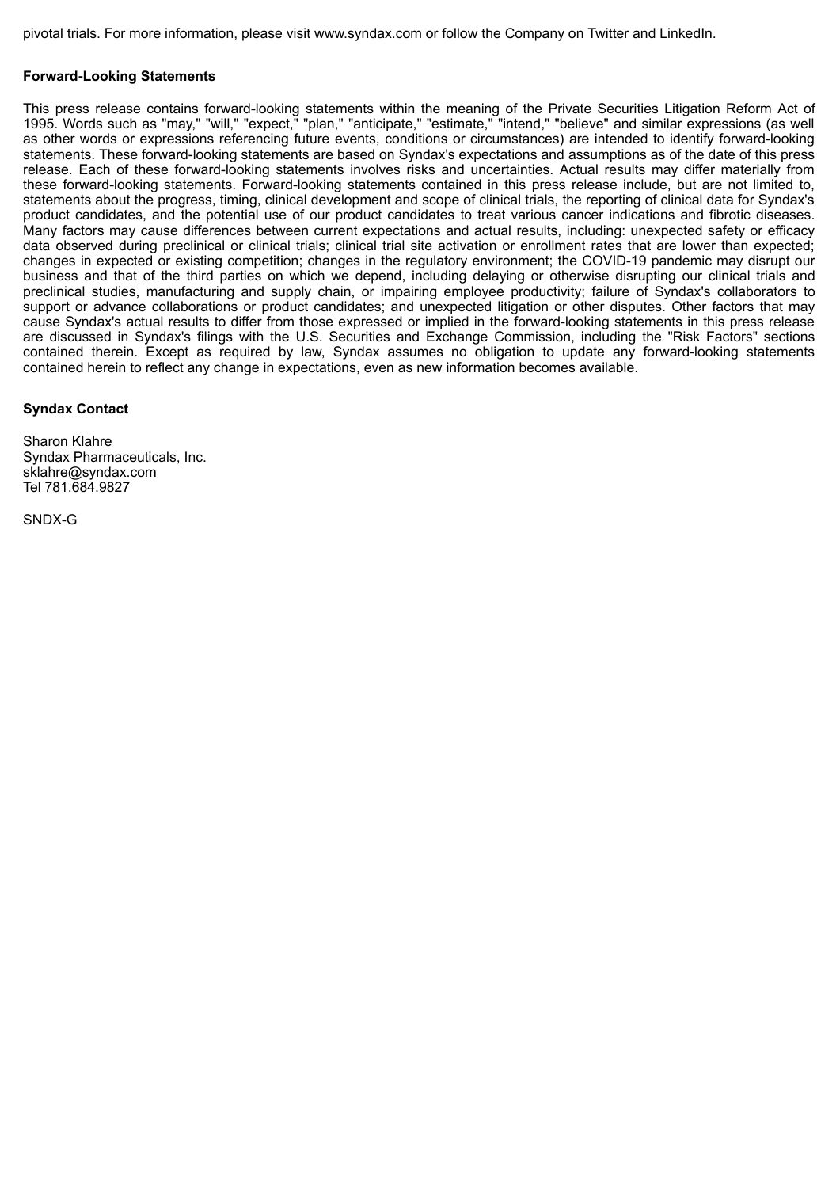pivotal trials. For more information, please visit www.syndax.com or follow the Company on Twitter and LinkedIn.

**Forward-Looking Statements**

This press release contains forward-looking statements within the meaning of the Private Securities Litigation Reform Act of 1995. Words such as "may," "will," "expect," "plan," "anticipate," "estimate," "intend," "believe" and similar expressions (as well as other words or expressions referencing future events, conditions or circumstances) are intended to identify forward-looking statements. These forward-looking statements are based on Syndax's expectations and assumptions as of the date of this press release. Each of these forward-looking statements involves risks and uncertainties. Actual results may differ materially from these forward-looking statements. Forward-looking statements contained in this press release include, but are not limited to, statements about the progress, timing, clinical development and scope of clinical trials, the reporting of clinical data for Syndax's product candidates, and the potential use of our product candidates to treat various cancer indications and fibrotic diseases. Many factors may cause differences between current expectations and actual results, including: unexpected safety or efficacy data observed during preclinical or clinical trials; clinical trial site activation or enrollment rates that are lower than expected; changes in expected or existing competition; changes in the regulatory environment; the COVID-19 pandemic may disrupt our business and that of the third parties on which we depend, including delaying or otherwise disrupting our clinical trials and preclinical studies, manufacturing and supply chain, or impairing employee productivity; failure of Syndax's collaborators to support or advance collaborations or product candidates; and unexpected litigation or other disputes. Other factors that may cause Syndax's actual results to differ from those expressed or implied in the forward-looking statements in this press release are discussed in Syndax's filings with the U.S. Securities and Exchange Commission, including the "Risk Factors" sections contained therein. Except as required by law, Syndax assumes no obligation to update any forward-looking statements contained herein to reflect any change in expectations, even as new information becomes available.

**Syndax Contact**

Sharon Klahre
Syndax Pharmaceuticals, Inc.
sklahre@syndax.com
Tel 781.684.9827

SNDX-G